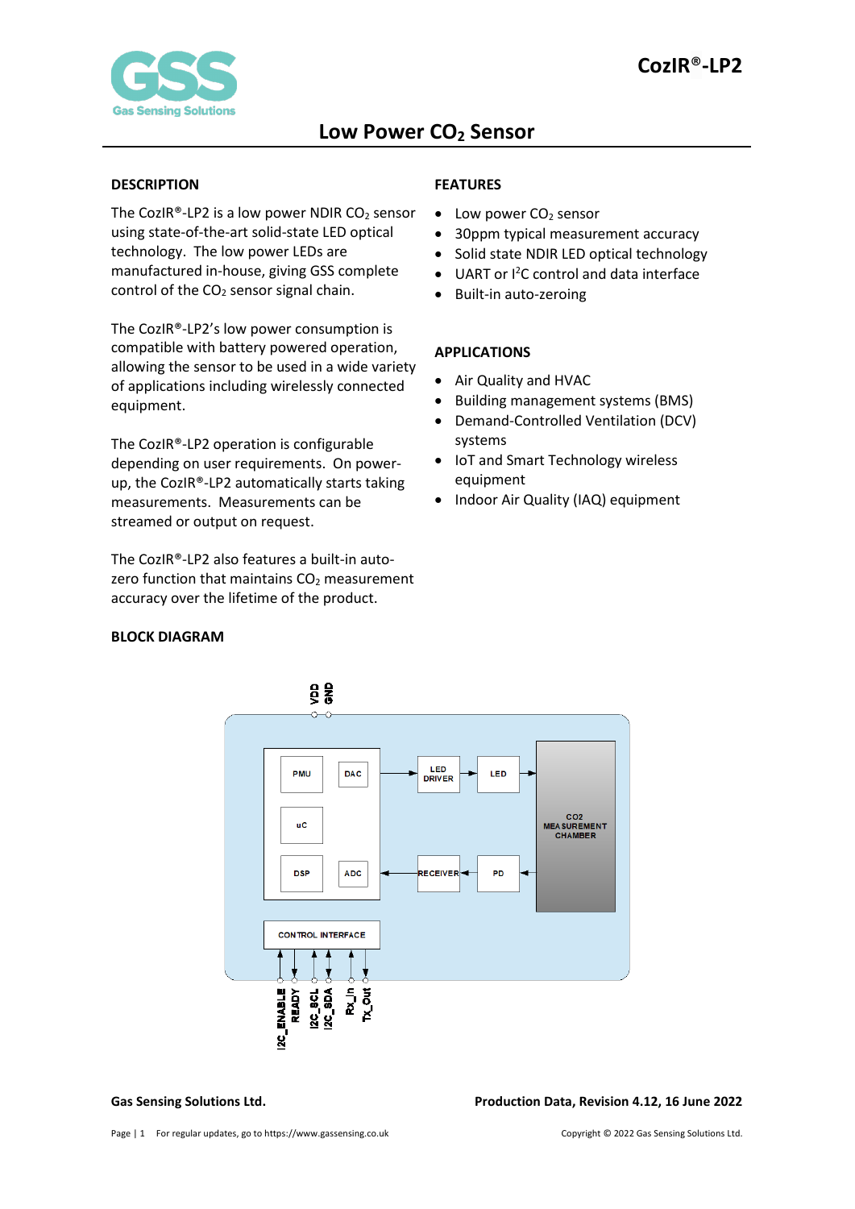# CozIR®-LP2

## Low Power $CO_2$ Sensor

### DESCRIPTION

The CozIR®-LP2 is a low power NDIR $CO_2$ sensor using state-of-the-art solid-state LED optical technology. The low power LEDs are manufactured in-house, giving GSS complete control of the $CO_2$ sensor signal chain.

The CozIR®-LP2's low power consumption is compatible with battery powered operation, allowing the sensor to be used in a wide variety of applications including wirelessly connected equipment.

The CozIR®-LP2 operation is configurable depending on user requirements. On power-up, the CozIR®-LP2 automatically starts taking measurements. Measurements can be streamed or output on request.

The CozIR®-LP2 also features a built-in auto-zero function that maintains $CO_2$ measurement accuracy over the lifetime of the product.

### FEATURES

- Low power $CO_2$ sensor
- 30ppm typical measurement accuracy
- Solid state NDIR LED optical technology
- UART or $I^2C$ control and data interface
- Built-in auto-zeroing

### APPLICATIONS

- Air Quality and HVAC
- Building management systems (BMS)
- Demand-Controlled Ventilation (DCV) systems
- IoT and Smart Technology wireless equipment
- Indoor Air Quality (IAQ) equipment

### BLOCK DIAGRAM

VDD GND

PMU, DAC, uC, DSP, ADC → LED DRIVER → LED → CO2 MEASUREMENT CHAMBER → PD → RECEIVER → ADC

CONTROL INTERFACE: I2C_ENABLE, READY, I2C_SCL, I2C_SDA, Rx_In, Tx_Out

**Gas Sensing Solutions Ltd.** **Production Data, Revision 4.12, 16 June 2022**

For regular updates, go to https://www.gassensing.co.uk

Copyright © 2022 Gas Sensing Solutions Ltd.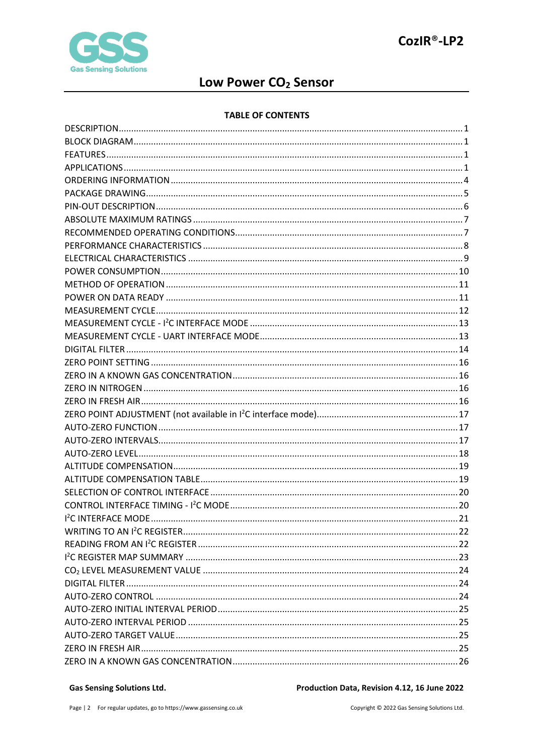# Low Power $CO_2$ Sensor

**TABLE OF CONTENTS**

| | |
|---|---|
| DESCRIPTION | 1 |
| BLOCK DIAGRAM | 1 |
| FEATURES | 1 |
| APPLICATIONS | 1 |
| ORDERING INFORMATION | 4 |
| PACKAGE DRAWING | 5 |
| PIN-OUT DESCRIPTION | 6 |
| ABSOLUTE MAXIMUM RATINGS | 7 |
| RECOMMENDED OPERATING CONDITIONS | 7 |
| PERFORMANCE CHARACTERISTICS | 8 |
| ELECTRICAL CHARACTERISTICS | 9 |
| POWER CONSUMPTION | 10 |
| METHOD OF OPERATION | 11 |
| POWER ON DATA READY | 11 |
| MEASUREMENT CYCLE | 12 |
| MEASUREMENT CYCLE - $I^2C$ INTERFACE MODE | 13 |
| MEASUREMENT CYCLE - UART INTERFACE MODE | 13 |
| DIGITAL FILTER | 14 |
| ZERO POINT SETTING | 16 |
| ZERO IN A KNOWN GAS CONCENTRATION | 16 |
| ZERO IN NITROGEN | 16 |
| ZERO IN FRESH AIR | 16 |
| ZERO POINT ADJUSTMENT (not available in $I^2C$ interface mode) | 17 |
| AUTO-ZERO FUNCTION | 17 |
| AUTO-ZERO INTERVALS | 17 |
| AUTO-ZERO LEVEL | 18 |
| ALTITUDE COMPENSATION | 19 |
| ALTITUDE COMPENSATION TABLE | 19 |
| SELECTION OF CONTROL INTERFACE | 20 |
| CONTROL INTERFACE TIMING - $I^2C$ MODE | 20 |
| $I^2C$ INTERFACE MODE | 21 |
| WRITING TO AN $I^2C$ REGISTER | 22 |
| READING FROM AN $I^2C$ REGISTER | 22 |
| $I^2C$ REGISTER MAP SUMMARY | 23 |
| $CO_2$ LEVEL MEASUREMENT VALUE | 24 |
| DIGITAL FILTER | 24 |
| AUTO-ZERO CONTROL | 24 |
| AUTO-ZERO INITIAL INTERVAL PERIOD | 25 |
| AUTO-ZERO INTERVAL PERIOD | 25 |
| AUTO-ZERO TARGET VALUE | 25 |
| ZERO IN FRESH AIR | 25 |
| ZERO IN A KNOWN GAS CONCENTRATION | 26 |

**Gas Sensing Solutions Ltd.** **Production Data, Revision 4.12, 16 June 2022**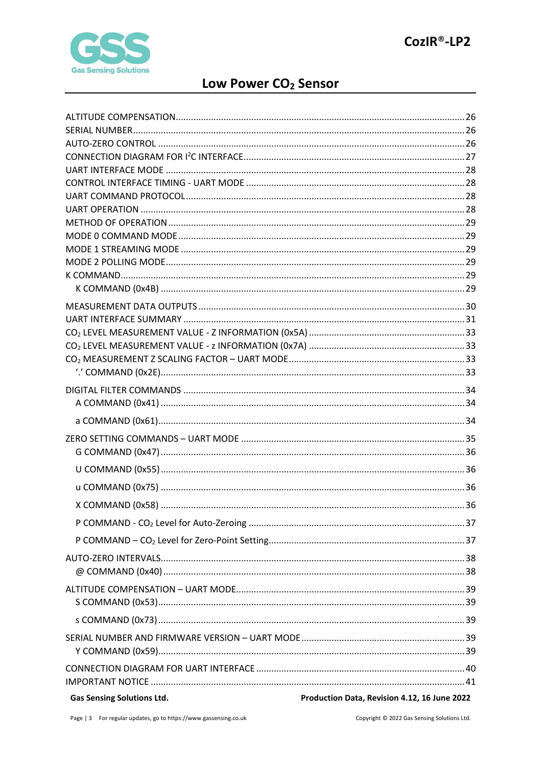ALTITUDE COMPENSATION ........ 26
SERIAL NUMBER ........ 26
AUTO-ZERO CONTROL ........ 26
CONNECTION DIAGRAM FOR I²C INTERFACE ........ 27
UART INTERFACE MODE ........ 28
CONTROL INTERFACE TIMING - UART MODE ........ 28
UART COMMAND PROTOCOL ........ 28
UART OPERATION ........ 28
METHOD OF OPERATION ........ 29
MODE 0 COMMAND MODE ........ 29
MODE 1 STREAMING MODE ........ 29
MODE 2 POLLING MODE ........ 29
K COMMAND ........ 29
- K COMMAND (0x4B) ........ 29

MEASUREMENT DATA OUTPUTS ........ 30
UART INTERFACE SUMMARY ........ 31
$CO_2$ LEVEL MEASUREMENT VALUE - Z INFORMATION (0x5A) ........ 33
$CO_2$ LEVEL MEASUREMENT VALUE - z INFORMATION (0x7A) ........ 33
$CO_2$ MEASUREMENT Z SCALING FACTOR – UART MODE ........ 33
- '.' COMMAND (0x2E) ........ 33

DIGITAL FILTER COMMANDS ........ 34
- A COMMAND (0x41) ........ 34
- a COMMAND (0x61) ........ 34

ZERO SETTING COMMANDS – UART MODE ........ 35
- G COMMAND (0x47) ........ 36
- U COMMAND (0x55) ........ 36
- u COMMAND (0x75) ........ 36
- X COMMAND (0x58) ........ 36
- P COMMAND - $CO_2$ Level for Auto-Zeroing ........ 37
- P COMMAND – $CO_2$ Level for Zero-Point Setting ........ 37

AUTO-ZERO INTERVALS ........ 38
- @ COMMAND (0x40) ........ 38

ALTITUDE COMPENSATION – UART MODE ........ 39
- S COMMAND (0x53) ........ 39
- s COMMAND (0x73) ........ 39

SERIAL NUMBER AND FIRMWARE VERSION – UART MODE ........ 39
- Y COMMAND (0x59) ........ 39

CONNECTION DIAGRAM FOR UART INTERFACE ........ 40
IMPORTANT NOTICE ........ 41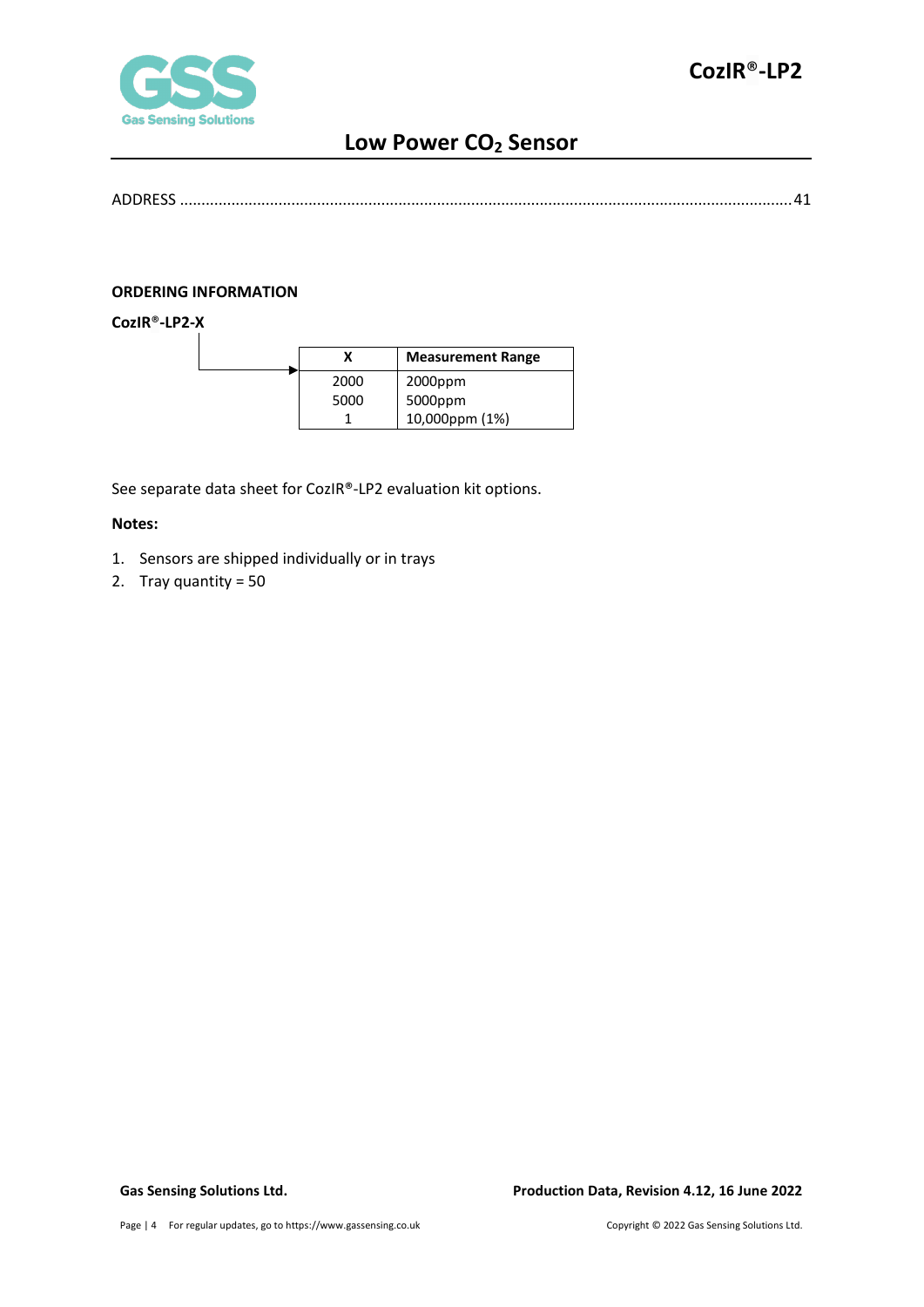ADDRESS ....................................................................................................................................................41

## ORDERING INFORMATION

**CozIR®-LP2-X**

| X | Measurement Range |
|---|---|
| 2000 | 2000ppm |
| 5000 | 5000ppm |
| 1 | 10,000ppm (1%) |

See separate data sheet for CozIR®-LP2 evaluation kit options.

**Notes:**

1. Sensors are shipped individually or in trays
2. Tray quantity = 50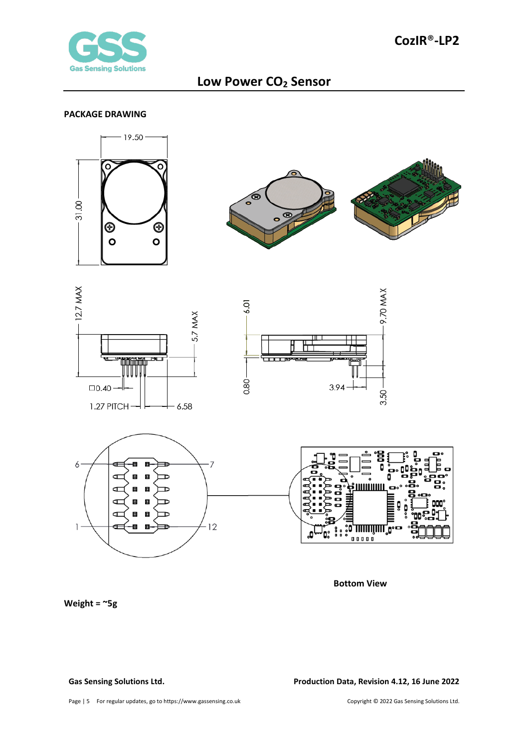## PACKAGE DRAWING

19.50

31.00

12.7 MAX

5.7 MAX

□0.40

1.27 PITCH

6.58

6.01

9.70 MAX

0.80

3.94

3.50

6

7

1

12

**Bottom View**

**Weight = ~5g**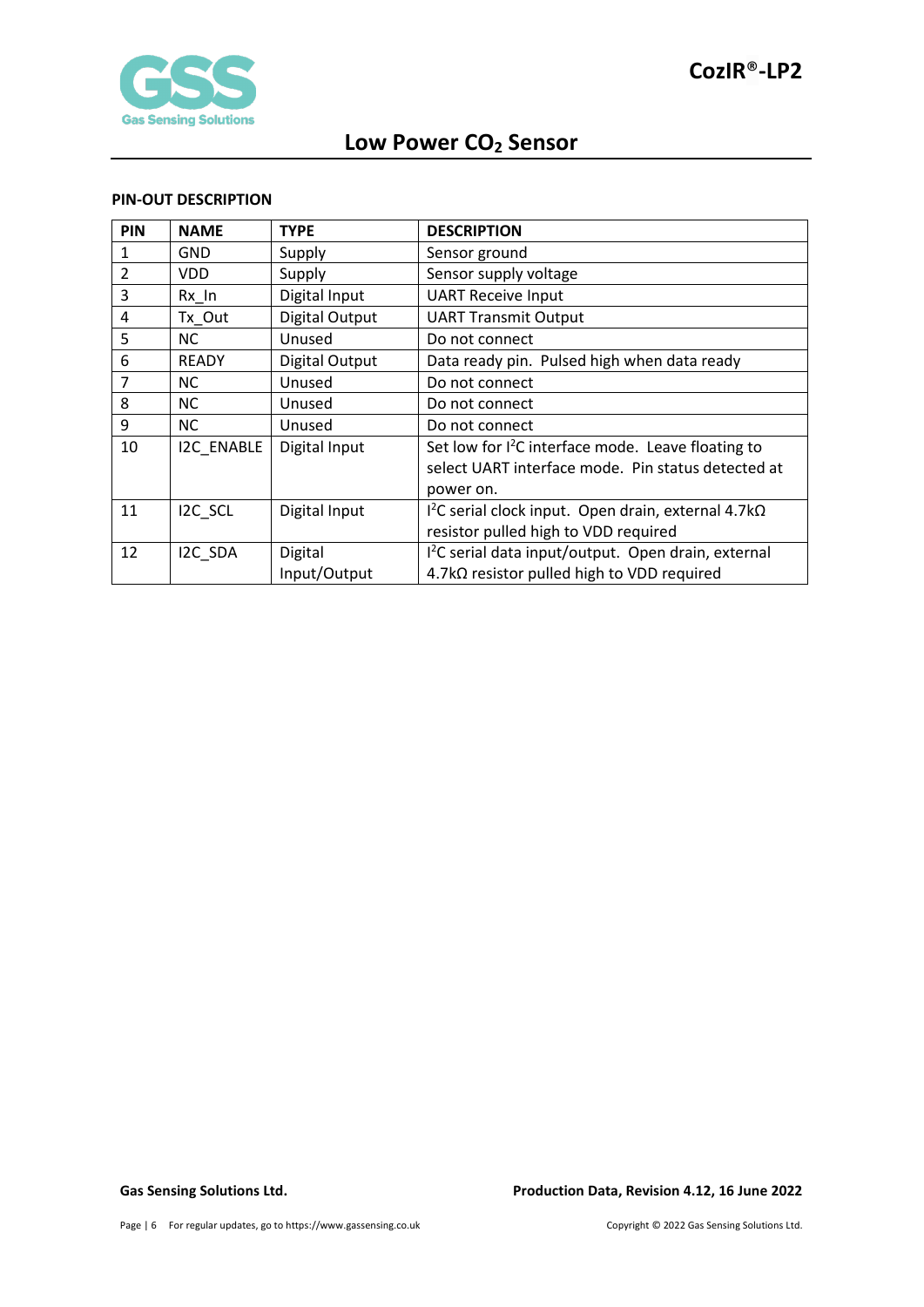## PIN-OUT DESCRIPTION

| PIN | NAME | TYPE | DESCRIPTION |
|---|---|---|---|
| 1 | GND | Supply | Sensor ground |
| 2 | VDD | Supply | Sensor supply voltage |
| 3 | Rx_In | Digital Input | UART Receive Input |
| 4 | Tx_Out | Digital Output | UART Transmit Output |
| 5 | NC | Unused | Do not connect |
| 6 | READY | Digital Output | Data ready pin. Pulsed high when data ready |
| 7 | NC | Unused | Do not connect |
| 8 | NC | Unused | Do not connect |
| 9 | NC | Unused | Do not connect |
| 10 | I2C_ENABLE | Digital Input | Set low for $I^2C$ interface mode. Leave floating to select UART interface mode. Pin status detected at power on. |
| 11 | I2C_SCL | Digital Input | $I^2C$ serial clock input. Open drain, external 4.7kΩ resistor pulled high to VDD required |
| 12 | I2C_SDA | Digital Input/Output | $I^2C$ serial data input/output. Open drain, external 4.7kΩ resistor pulled high to VDD required |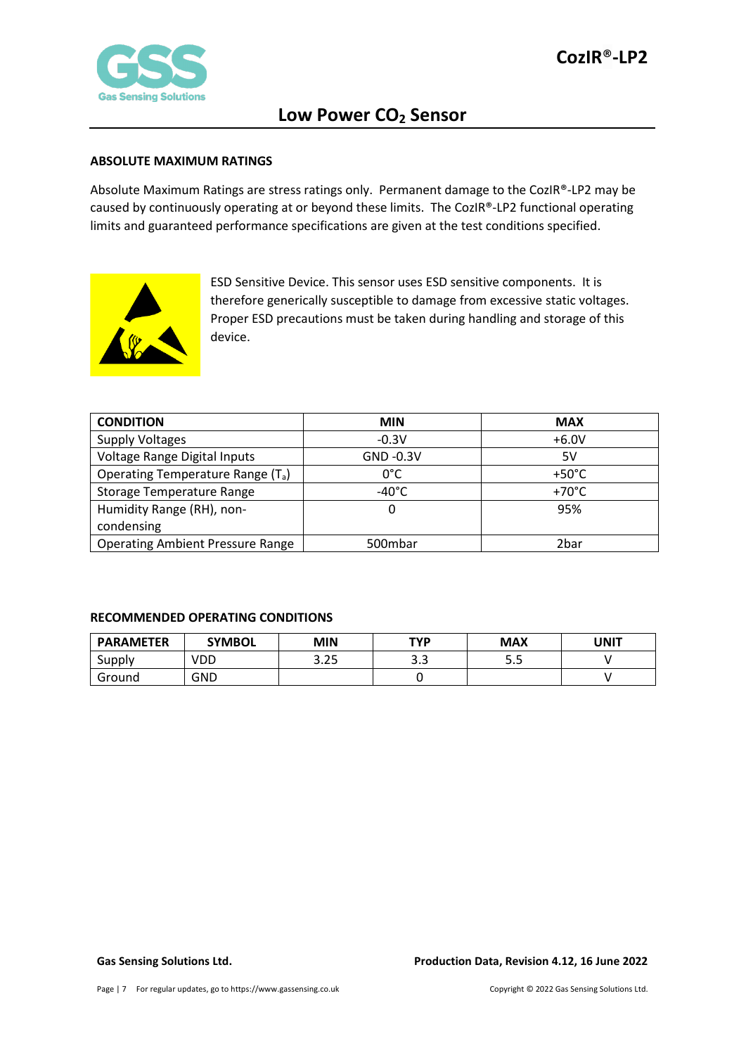## ABSOLUTE MAXIMUM RATINGS

Absolute Maximum Ratings are stress ratings only. Permanent damage to the CozIR®-LP2 may be caused by continuously operating at or beyond these limits. The CozIR®-LP2 functional operating limits and guaranteed performance specifications are given at the test conditions specified.

ESD Sensitive Device. This sensor uses ESD sensitive components. It is therefore generically susceptible to damage from excessive static voltages. Proper ESD precautions must be taken during handling and storage of this device.

| CONDITION | MIN | MAX |
|---|---|---|
| Supply Voltages | -0.3V | +6.0V |
| Voltage Range Digital Inputs | GND -0.3V | 5V |
| Operating Temperature Range ($T_a$) | 0°C | +50°C |
| Storage Temperature Range | -40°C | +70°C |
| Humidity Range (RH), non-condensing | 0 | 95% |
| Operating Ambient Pressure Range | 500mbar | 2bar |

## RECOMMENDED OPERATING CONDITIONS

| PARAMETER | SYMBOL | MIN | TYP | MAX | UNIT |
|---|---|---|---|---|---|
| Supply | VDD | 3.25 | 3.3 | 5.5 | V |
| Ground | GND | | 0 | | V |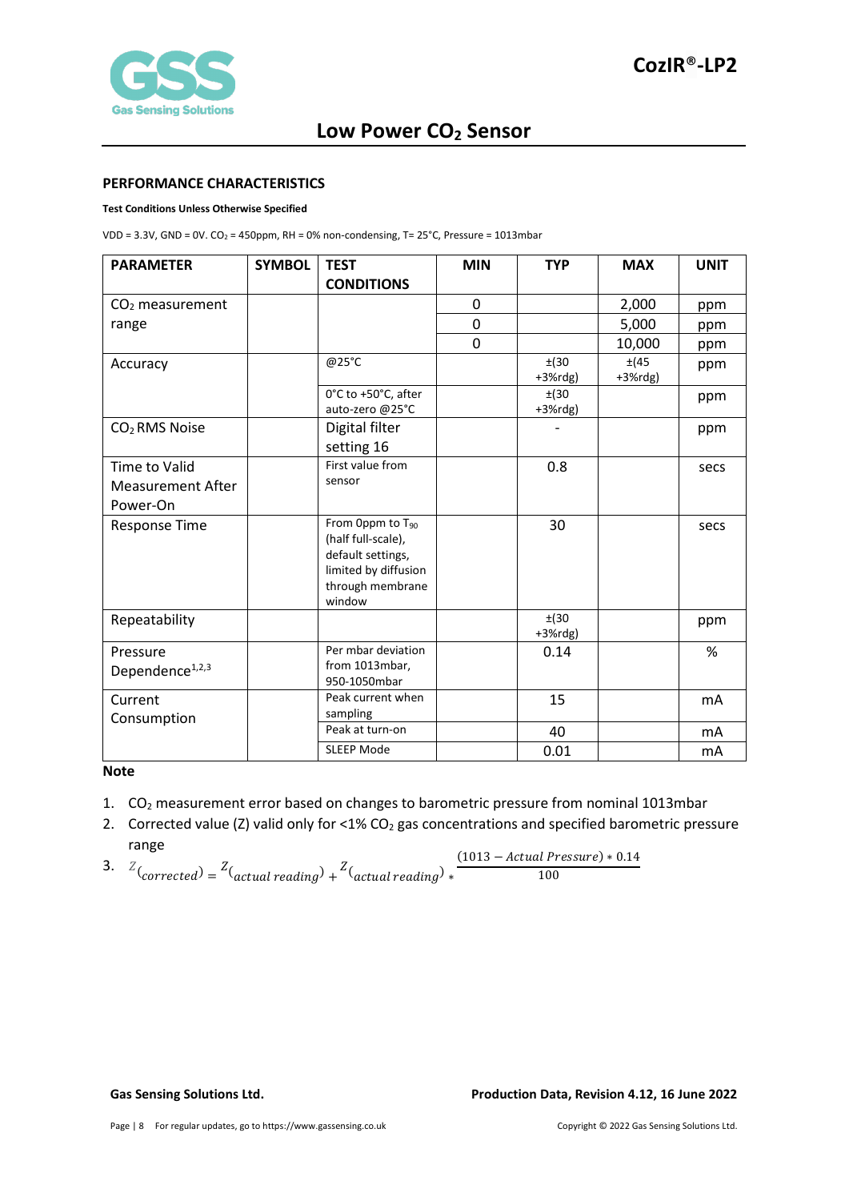## PERFORMANCE CHARACTERISTICS

**Test Conditions Unless Otherwise Specified**

VDD = 3.3V, GND = 0V. $CO_2$ = 450ppm, RH = 0% non-condensing, T= 25°C, Pressure = 1013mbar

| PARAMETER | SYMBOL | TEST CONDITIONS | MIN | TYP | MAX | UNIT |
|---|---|---|---|---|---|---|
| $CO_2$ measurement range | | | 0 | | 2,000 | ppm |
| | | | 0 | | 5,000 | ppm |
| | | | 0 | | 10,000 | ppm |
| Accuracy | | @25°C | | ±(30 +3%rdg) | ±(45 +3%rdg) | ppm |
| | | 0°C to +50°C, after auto-zero @25°C | | ±(30 +3%rdg) | | ppm |
| $CO_2$ RMS Noise | | Digital filter setting 16 | | - | | ppm |
| Time to Valid Measurement After Power-On | | First value from sensor | | 0.8 | | secs |
| Response Time | | From 0ppm to $T_{90}$ (half full-scale), default settings, limited by diffusion through membrane window | | 30 | | secs |
| Repeatability | | | | ±(30 +3%rdg) | | ppm |
| Pressure Dependence[1,2,3] | | Per mbar deviation from 1013mbar, 950-1050mbar | | 0.14 | | % |
| Current Consumption | | Peak current when sampling | | 15 | | mA |
| | | Peak at turn-on | | 40 | | mA |
| | | SLEEP Mode | | 0.01 | | mA |

**Note**

1. $CO_2$ measurement error based on changes to barometric pressure from nominal 1013mbar
2. Corrected value (Z) valid only for <1% $CO_2$ gas concentrations and specified barometric pressure range
3. $Z_{(corrected)} = Z_{(actual\ reading)} + Z_{(actual\ reading)} * \frac{(1013 - Actual\ Pressure) * 0.14}{100}$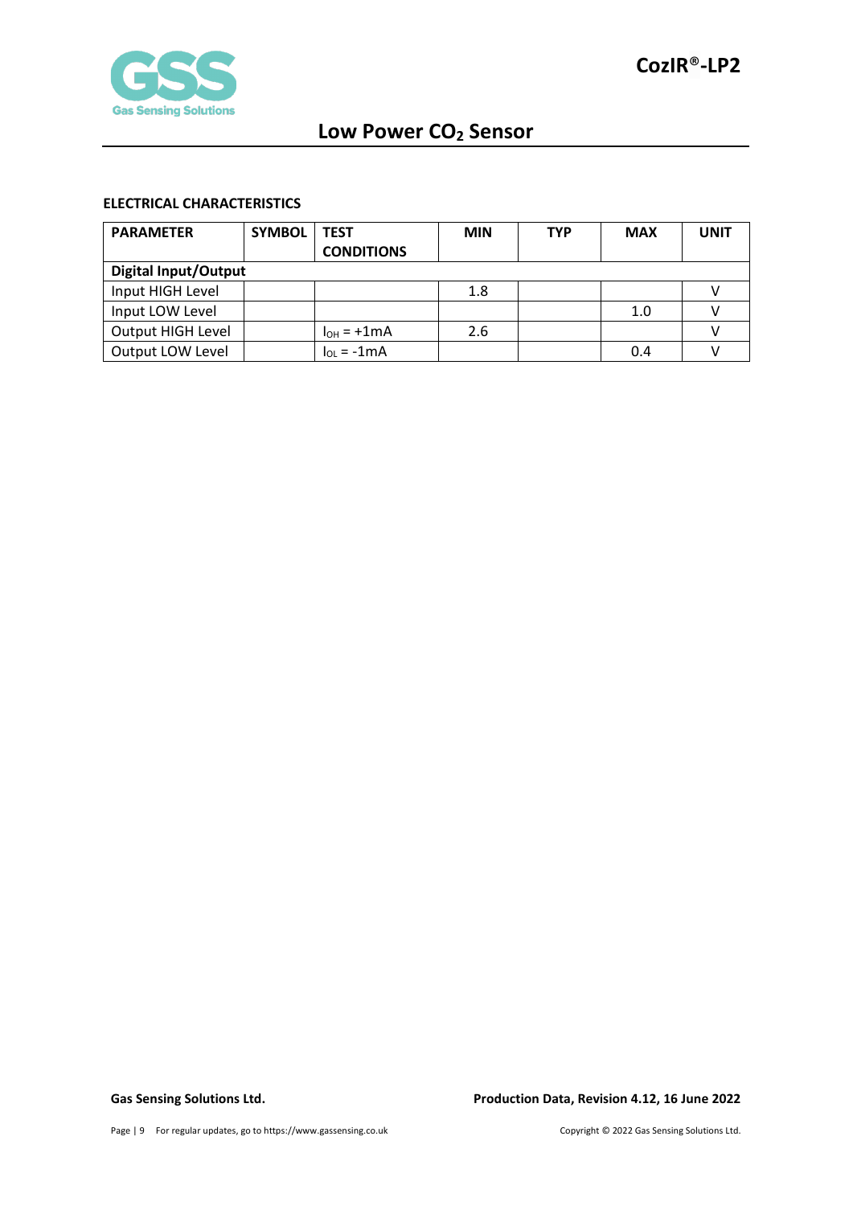## ELECTRICAL CHARACTERISTICS

| PARAMETER | SYMBOL | TEST CONDITIONS | MIN | TYP | MAX | UNIT |
|---|---|---|---|---|---|---|
| **Digital Input/Output** | | | | | | |
| Input HIGH Level | | | 1.8 | | | V |
| Input LOW Level | | | | | 1.0 | V |
| Output HIGH Level | | $I_{OH}$ = +1mA | 2.6 | | | V |
| Output LOW Level | | $I_{OL}$ = -1mA | | | 0.4 | V |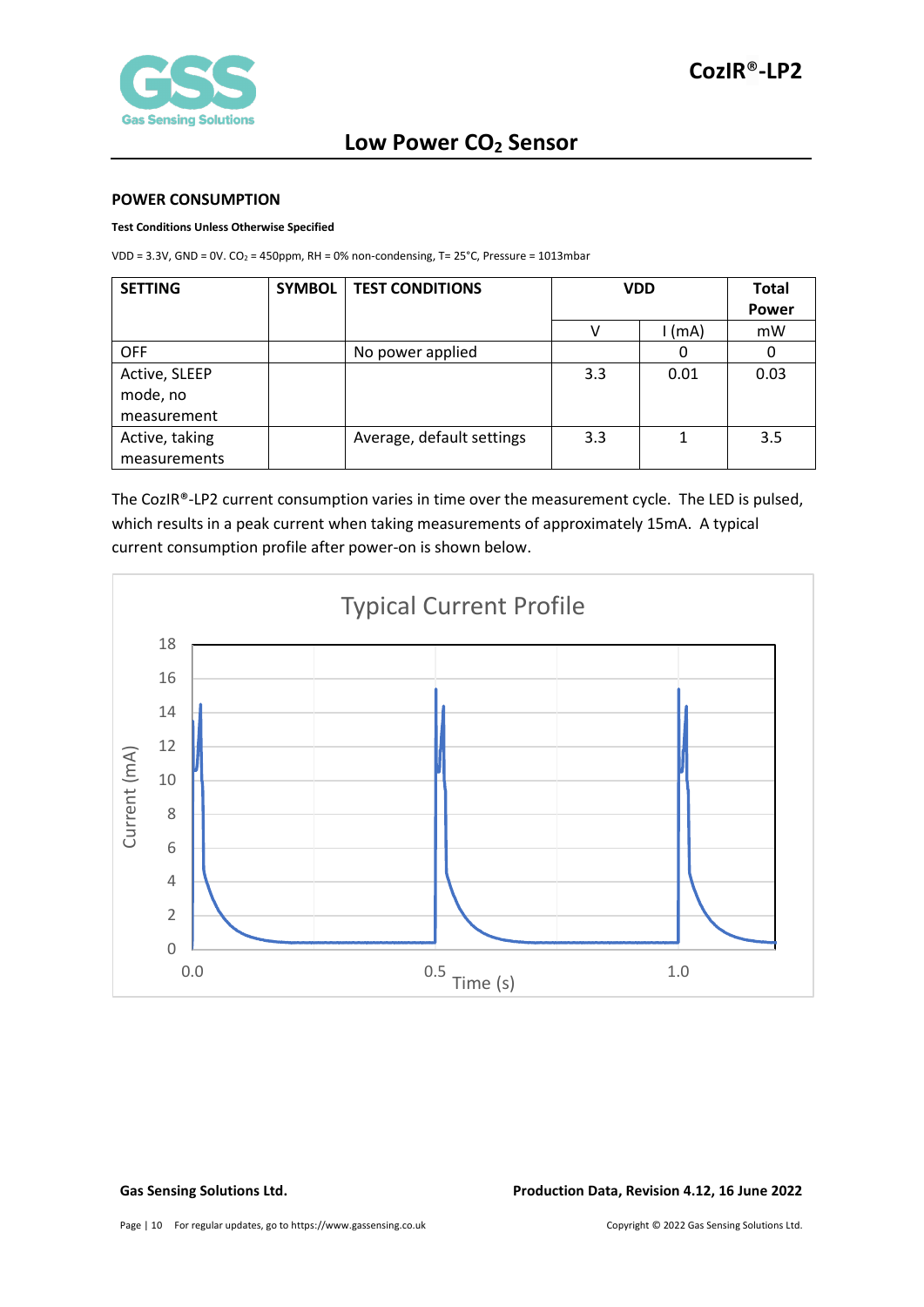## POWER CONSUMPTION

**Test Conditions Unless Otherwise Specified**

VDD = 3.3V, GND = 0V. $CO_2$ = 450ppm, RH = 0% non-condensing, T= 25°C, Pressure = 1013mbar

| SETTING | SYMBOL | TEST CONDITIONS | VDD | | Total Power |
|---|---|---|---|---|---|
| | | | V | I (mA) | mW |
| OFF | | No power applied | | 0 | 0 |
| Active, SLEEP mode, no measurement | | | 3.3 | 0.01 | 0.03 |
| Active, taking measurements | | Average, default settings | 3.3 | 1 | 3.5 |

The CozIR®-LP2 current consumption varies in time over the measurement cycle. The LED is pulsed, which results in a peak current when taking measurements of approximately 15mA. A typical current consumption profile after power-on is shown below.

Typical Current Profile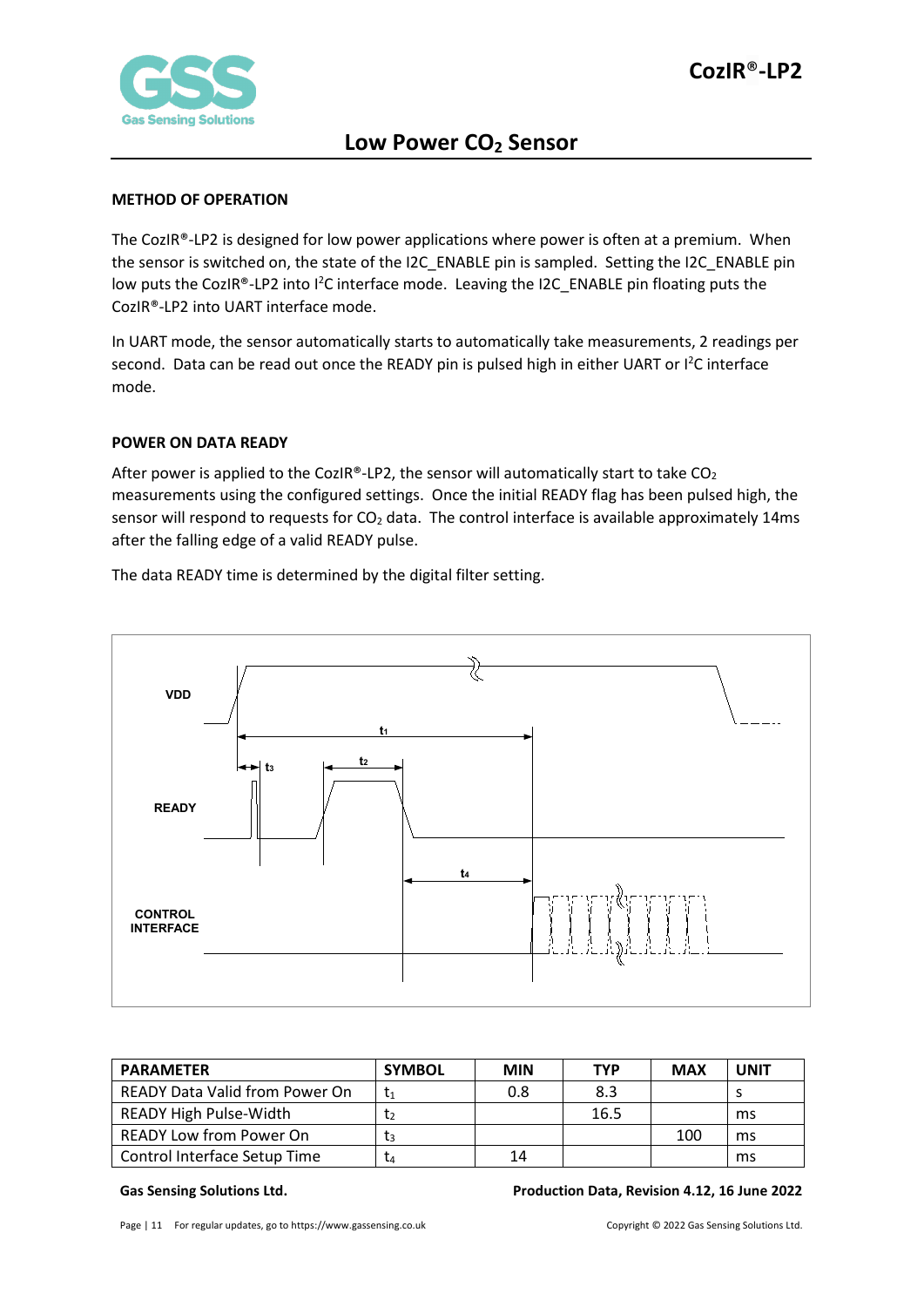## METHOD OF OPERATION

The CozIR®-LP2 is designed for low power applications where power is often at a premium. When the sensor is switched on, the state of the I2C_ENABLE pin is sampled. Setting the I2C_ENABLE pin low puts the CozIR®-LP2 into I$^2$C interface mode. Leaving the I2C_ENABLE pin floating puts the CozIR®-LP2 into UART interface mode.

In UART mode, the sensor automatically starts to automatically take measurements, 2 readings per second. Data can be read out once the READY pin is pulsed high in either UART or I$^2$C interface mode.

## POWER ON DATA READY

After power is applied to the CozIR®-LP2, the sensor will automatically start to take $CO_2$ measurements using the configured settings. Once the initial READY flag has been pulsed high, the sensor will respond to requests for $CO_2$ data. The control interface is available approximately 14ms after the falling edge of a valid READY pulse.

The data READY time is determined by the digital filter setting.

| PARAMETER | SYMBOL | MIN | TYP | MAX | UNIT |
|---|---|---|---|---|---|
| READY Data Valid from Power On | $t_1$ | 0.8 | 8.3 | | s |
| READY High Pulse-Width | $t_2$ | | 16.5 | | ms |
| READY Low from Power On | $t_3$ | | | 100 | ms |
| Control Interface Setup Time | $t_4$ | 14 | | | ms |

Gas Sensing Solutions Ltd.

Production Data, Revision 4.12, 16 June 2022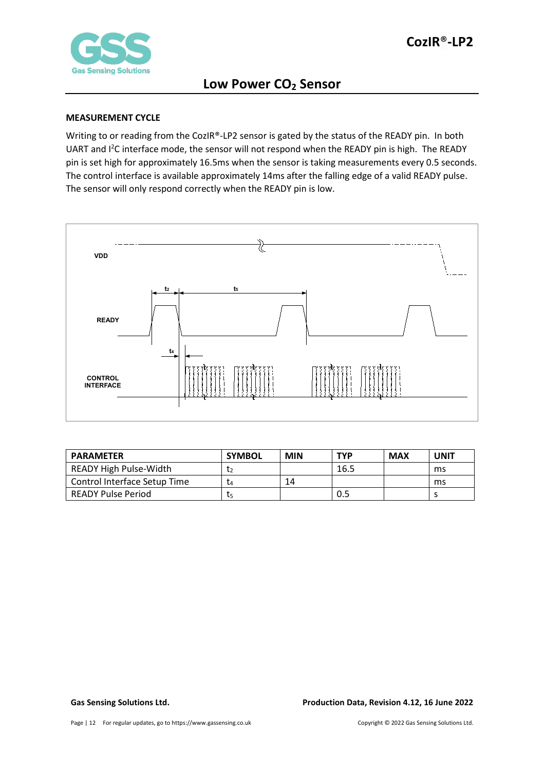## MEASUREMENT CYCLE

Writing to or reading from the CozIR®-LP2 sensor is gated by the status of the READY pin. In both UART and I[2]C interface mode, the sensor will not respond when the READY pin is high. The READY pin is set high for approximately 16.5ms when the sensor is taking measurements every 0.5 seconds. The control interface is available approximately 14ms after the falling edge of a valid READY pulse. The sensor will only respond correctly when the READY pin is low.

| PARAMETER | SYMBOL | MIN | TYP | MAX | UNIT |
|---|---|---|---|---|---|
| READY High Pulse-Width | $t_2$ | | 16.5 | | ms |
| Control Interface Setup Time | $t_4$ | 14 | | | ms |
| READY Pulse Period | $t_5$ | | 0.5 | | s |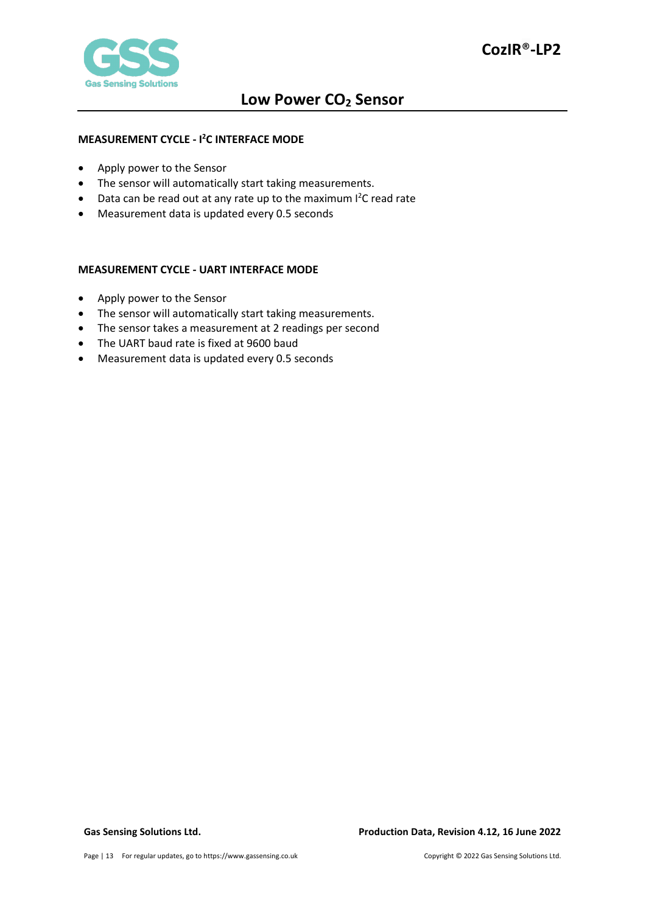## MEASUREMENT CYCLE - $I^2C$ INTERFACE MODE

- Apply power to the Sensor
- The sensor will automatically start taking measurements.
- Data can be read out at any rate up to the maximum $I^2C$ read rate
- Measurement data is updated every 0.5 seconds

## MEASUREMENT CYCLE - UART INTERFACE MODE

- Apply power to the Sensor
- The sensor will automatically start taking measurements.
- The sensor takes a measurement at 2 readings per second
- The UART baud rate is fixed at 9600 baud
- Measurement data is updated every 0.5 seconds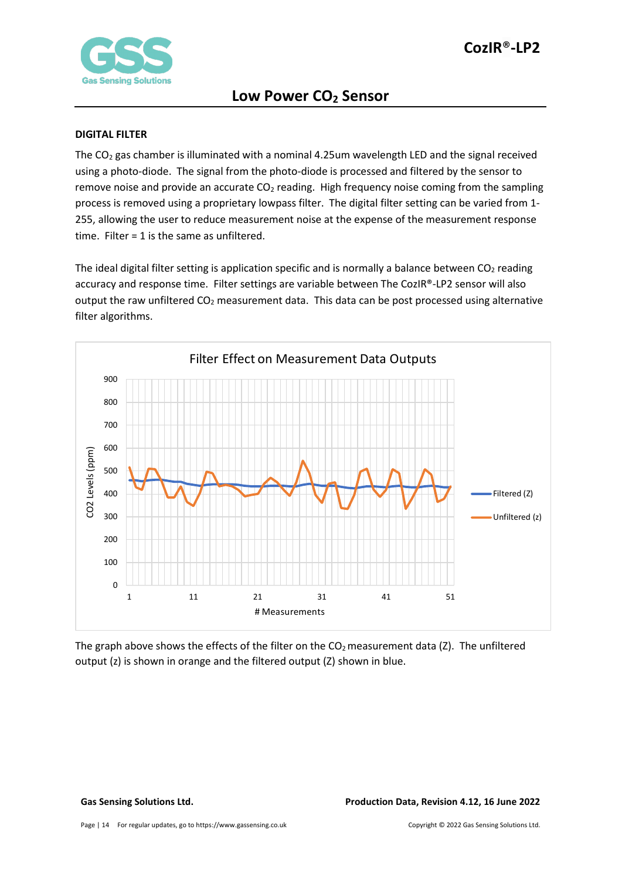## DIGITAL FILTER

The $CO_2$ gas chamber is illuminated with a nominal 4.25um wavelength LED and the signal received using a photo-diode. The signal from the photo-diode is processed and filtered by the sensor to remove noise and provide an accurate $CO_2$ reading. High frequency noise coming from the sampling process is removed using a proprietary lowpass filter. The digital filter setting can be varied from 1-255, allowing the user to reduce measurement noise at the expense of the measurement response time. Filter = 1 is the same as unfiltered.

The ideal digital filter setting is application specific and is normally a balance between $CO_2$ reading accuracy and response time. Filter settings are variable between The CozIR®-LP2 sensor will also output the raw unfiltered $CO_2$ measurement data. This data can be post processed using alternative filter algorithms.

The graph above shows the effects of the filter on the $CO_2$ measurement data (Z). The unfiltered output (z) is shown in orange and the filtered output (Z) shown in blue.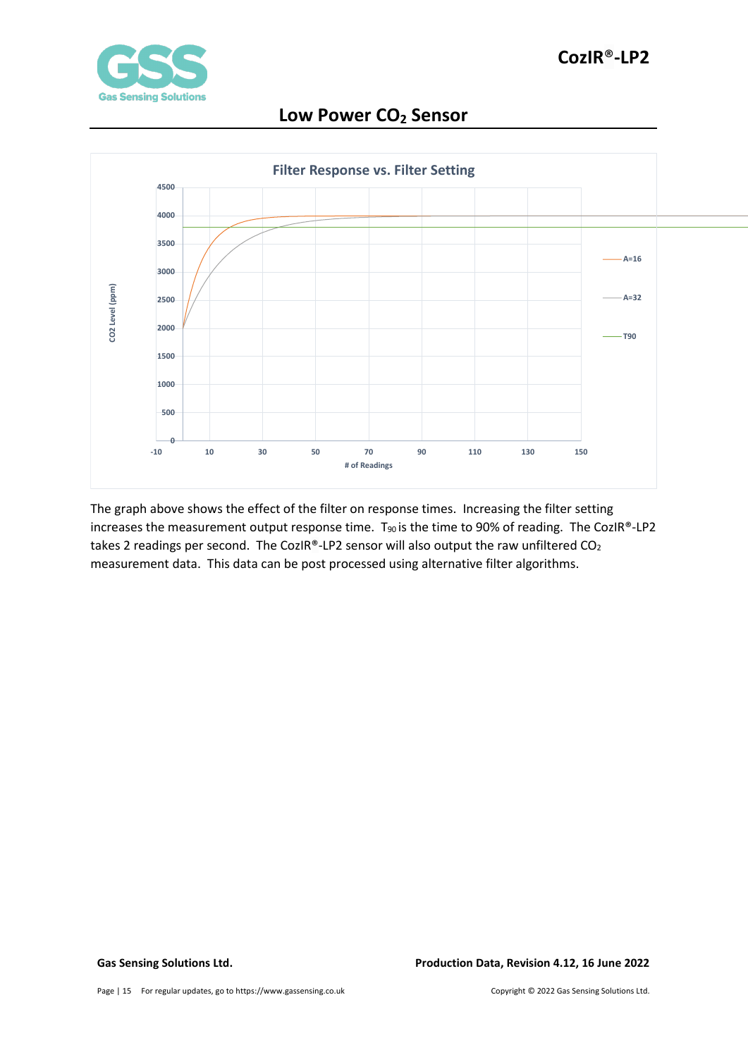**Filter Response vs. Filter Setting**

The graph above shows the effect of the filter on response times. Increasing the filter setting increases the measurement output response time. $T_{90}$ is the time to 90% of reading. The CozIR®-LP2 takes 2 readings per second. The CozIR®-LP2 sensor will also output the raw unfiltered $CO_2$ measurement data. This data can be post processed using alternative filter algorithms.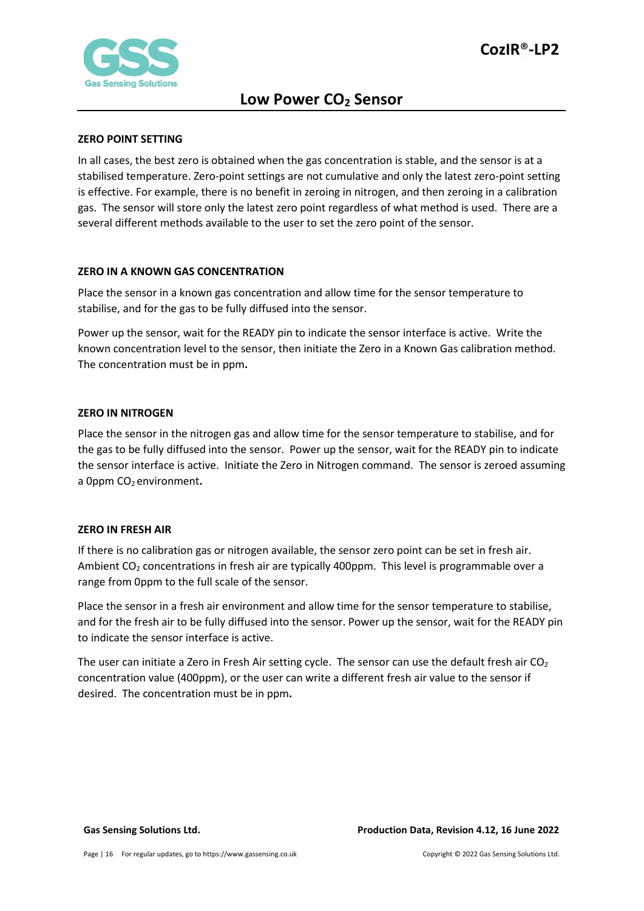## ZERO POINT SETTING

In all cases, the best zero is obtained when the gas concentration is stable, and the sensor is at a stabilised temperature. Zero-point settings are not cumulative and only the latest zero-point setting is effective. For example, there is no benefit in zeroing in nitrogen, and then zeroing in a calibration gas. The sensor will store only the latest zero point regardless of what method is used. There are a several different methods available to the user to set the zero point of the sensor.

## ZERO IN A KNOWN GAS CONCENTRATION

Place the sensor in a known gas concentration and allow time for the sensor temperature to stabilise, and for the gas to be fully diffused into the sensor.

Power up the sensor, wait for the READY pin to indicate the sensor interface is active. Write the known concentration level to the sensor, then initiate the Zero in a Known Gas calibration method. The concentration must be in ppm.

## ZERO IN NITROGEN

Place the sensor in the nitrogen gas and allow time for the sensor temperature to stabilise, and for the gas to be fully diffused into the sensor. Power up the sensor, wait for the READY pin to indicate the sensor interface is active. Initiate the Zero in Nitrogen command. The sensor is zeroed assuming a 0ppm $CO_2$ environment.

## ZERO IN FRESH AIR

If there is no calibration gas or nitrogen available, the sensor zero point can be set in fresh air. Ambient $CO_2$ concentrations in fresh air are typically 400ppm. This level is programmable over a range from 0ppm to the full scale of the sensor.

Place the sensor in a fresh air environment and allow time for the sensor temperature to stabilise, and for the fresh air to be fully diffused into the sensor. Power up the sensor, wait for the READY pin to indicate the sensor interface is active.

The user can initiate a Zero in Fresh Air setting cycle. The sensor can use the default fresh air $CO_2$ concentration value (400ppm), or the user can write a different fresh air value to the sensor if desired. The concentration must be in ppm.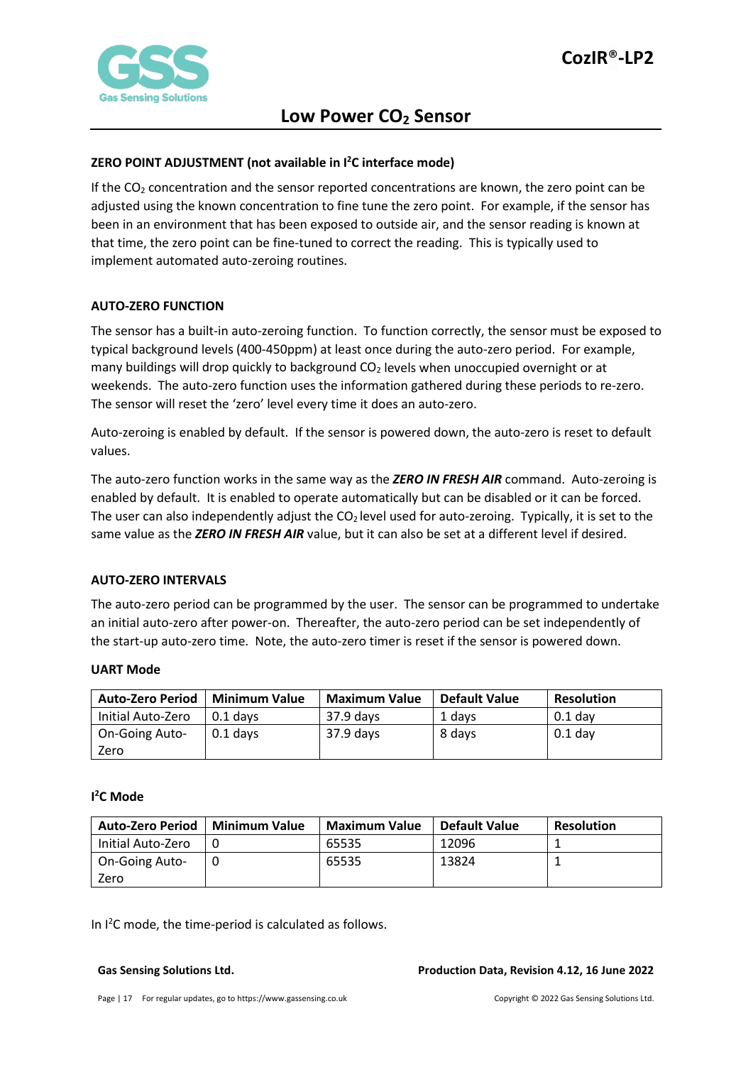## ZERO POINT ADJUSTMENT (not available in $I^2C$ interface mode)

If the $CO_2$ concentration and the sensor reported concentrations are known, the zero point can be adjusted using the known concentration to fine tune the zero point. For example, if the sensor has been in an environment that has been exposed to outside air, and the sensor reading is known at that time, the zero point can be fine-tuned to correct the reading. This is typically used to implement automated auto-zeroing routines.

## AUTO-ZERO FUNCTION

The sensor has a built-in auto-zeroing function. To function correctly, the sensor must be exposed to typical background levels (400-450ppm) at least once during the auto-zero period. For example, many buildings will drop quickly to background $CO_2$ levels when unoccupied overnight or at weekends. The auto-zero function uses the information gathered during these periods to re-zero. The sensor will reset the 'zero' level every time it does an auto-zero.

Auto-zeroing is enabled by default. If the sensor is powered down, the auto-zero is reset to default values.

The auto-zero function works in the same way as the ***ZERO IN FRESH AIR*** command. Auto-zeroing is enabled by default. It is enabled to operate automatically but can be disabled or it can be forced. The user can also independently adjust the $CO_2$ level used for auto-zeroing. Typically, it is set to the same value as the ***ZERO IN FRESH AIR*** value, but it can also be set at a different level if desired.

## AUTO-ZERO INTERVALS

The auto-zero period can be programmed by the user. The sensor can be programmed to undertake an initial auto-zero after power-on. Thereafter, the auto-zero period can be set independently of the start-up auto-zero time. Note, the auto-zero timer is reset if the sensor is powered down.

**UART Mode**

| Auto-Zero Period | Minimum Value | Maximum Value | Default Value | Resolution |
|---|---|---|---|---|
| Initial Auto-Zero | 0.1 days | 37.9 days | 1 days | 0.1 day |
| On-Going Auto-Zero | 0.1 days | 37.9 days | 8 days | 0.1 day |

**$I^2C$ Mode**

| Auto-Zero Period | Minimum Value | Maximum Value | Default Value | Resolution |
|---|---|---|---|---|
| Initial Auto-Zero | 0 | 65535 | 12096 | 1 |
| On-Going Auto-Zero | 0 | 65535 | 13824 | 1 |

In $I^2C$ mode, the time-period is calculated as follows.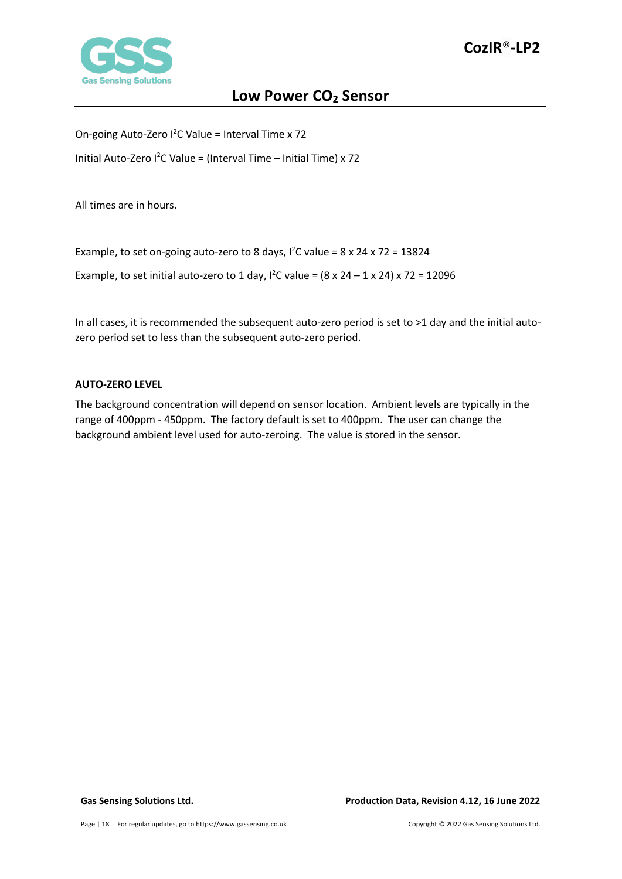On-going Auto-Zero $I^2C$ Value = Interval Time x 72

Initial Auto-Zero $I^2C$ Value = (Interval Time – Initial Time) x 72

All times are in hours.

Example, to set on-going auto-zero to 8 days, $I^2C$ value = 8 x 24 x 72 = 13824

Example, to set initial auto-zero to 1 day, $I^2C$ value = (8 x 24 – 1 x 24) x 72 = 12096

In all cases, it is recommended the subsequent auto-zero period is set to >1 day and the initial auto-zero period set to less than the subsequent auto-zero period.

**AUTO-ZERO LEVEL**

The background concentration will depend on sensor location. Ambient levels are typically in the range of 400ppm - 450ppm. The factory default is set to 400ppm. The user can change the background ambient level used for auto-zeroing. The value is stored in the sensor.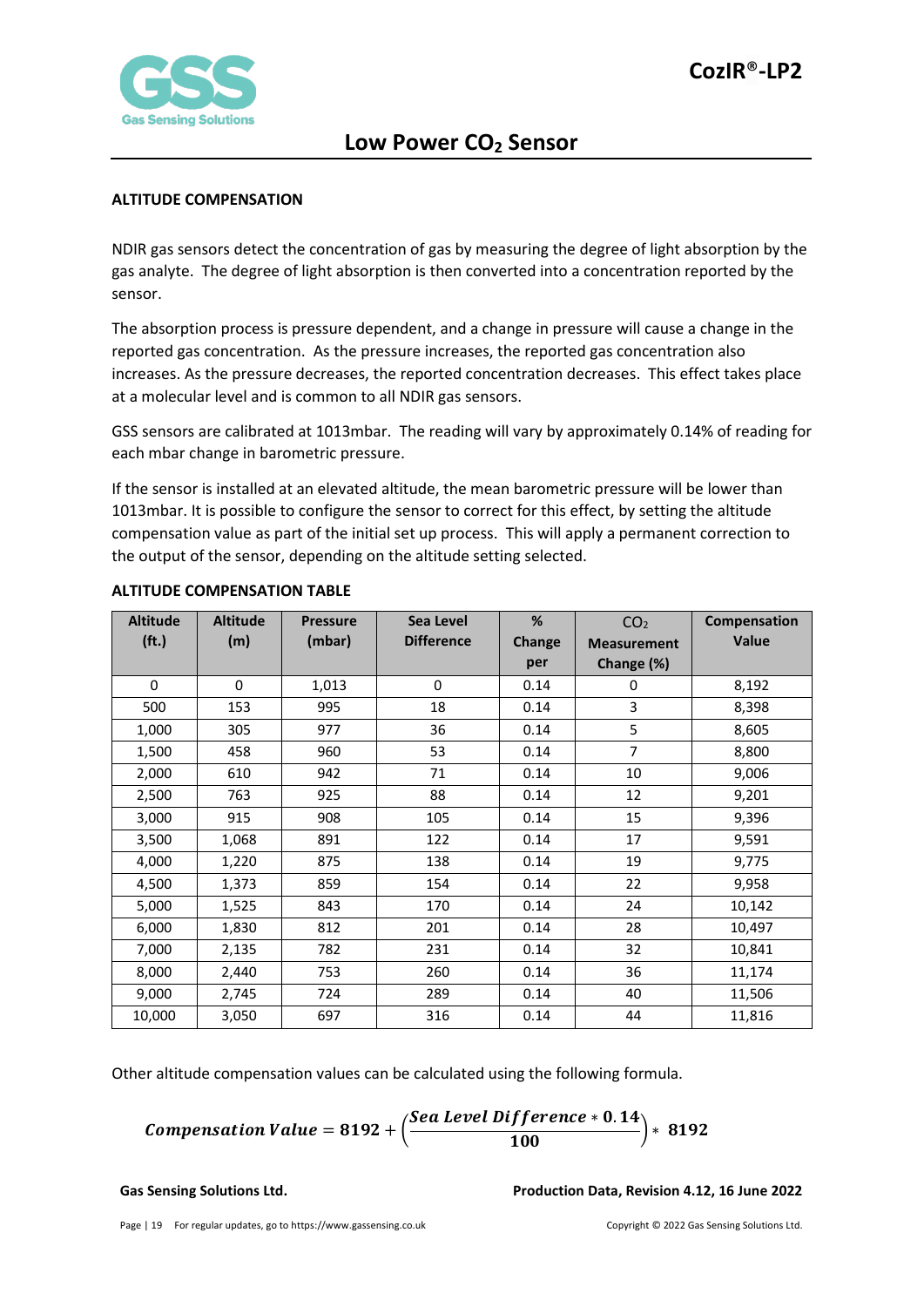## ALTITUDE COMPENSATION

NDIR gas sensors detect the concentration of gas by measuring the degree of light absorption by the gas analyte. The degree of light absorption is then converted into a concentration reported by the sensor.

The absorption process is pressure dependent, and a change in pressure will cause a change in the reported gas concentration. As the pressure increases, the reported gas concentration also increases. As the pressure decreases, the reported concentration decreases. This effect takes place at a molecular level and is common to all NDIR gas sensors.

GSS sensors are calibrated at 1013mbar. The reading will vary by approximately 0.14% of reading for each mbar change in barometric pressure.

If the sensor is installed at an elevated altitude, the mean barometric pressure will be lower than 1013mbar. It is possible to configure the sensor to correct for this effect, by setting the altitude compensation value as part of the initial set up process. This will apply a permanent correction to the output of the sensor, depending on the altitude setting selected.

### ALTITUDE COMPENSATION TABLE

| Altitude (ft.) | Altitude (m) | Pressure (mbar) | Sea Level Difference | % Change per | $CO_2$ Measurement Change (%) | Compensation Value |
|---|---|---|---|---|---|---|
| 0 | 0 | 1,013 | 0 | 0.14 | 0 | 8,192 |
| 500 | 153 | 995 | 18 | 0.14 | 3 | 8,398 |
| 1,000 | 305 | 977 | 36 | 0.14 | 5 | 8,605 |
| 1,500 | 458 | 960 | 53 | 0.14 | 7 | 8,800 |
| 2,000 | 610 | 942 | 71 | 0.14 | 10 | 9,006 |
| 2,500 | 763 | 925 | 88 | 0.14 | 12 | 9,201 |
| 3,000 | 915 | 908 | 105 | 0.14 | 15 | 9,396 |
| 3,500 | 1,068 | 891 | 122 | 0.14 | 17 | 9,591 |
| 4,000 | 1,220 | 875 | 138 | 0.14 | 19 | 9,775 |
| 4,500 | 1,373 | 859 | 154 | 0.14 | 22 | 9,958 |
| 5,000 | 1,525 | 843 | 170 | 0.14 | 24 | 10,142 |
| 6,000 | 1,830 | 812 | 201 | 0.14 | 28 | 10,497 |
| 7,000 | 2,135 | 782 | 231 | 0.14 | 32 | 10,841 |
| 8,000 | 2,440 | 753 | 260 | 0.14 | 36 | 11,174 |
| 9,000 | 2,745 | 724 | 289 | 0.14 | 40 | 11,506 |
| 10,000 | 3,050 | 697 | 316 | 0.14 | 44 | 11,816 |

Other altitude compensation values can be calculated using the following formula.

$$\textbf{Compensation Value} = 8192 + \left(\frac{\textbf{Sea Level Difference} * 0.14}{100}\right) * 8192$$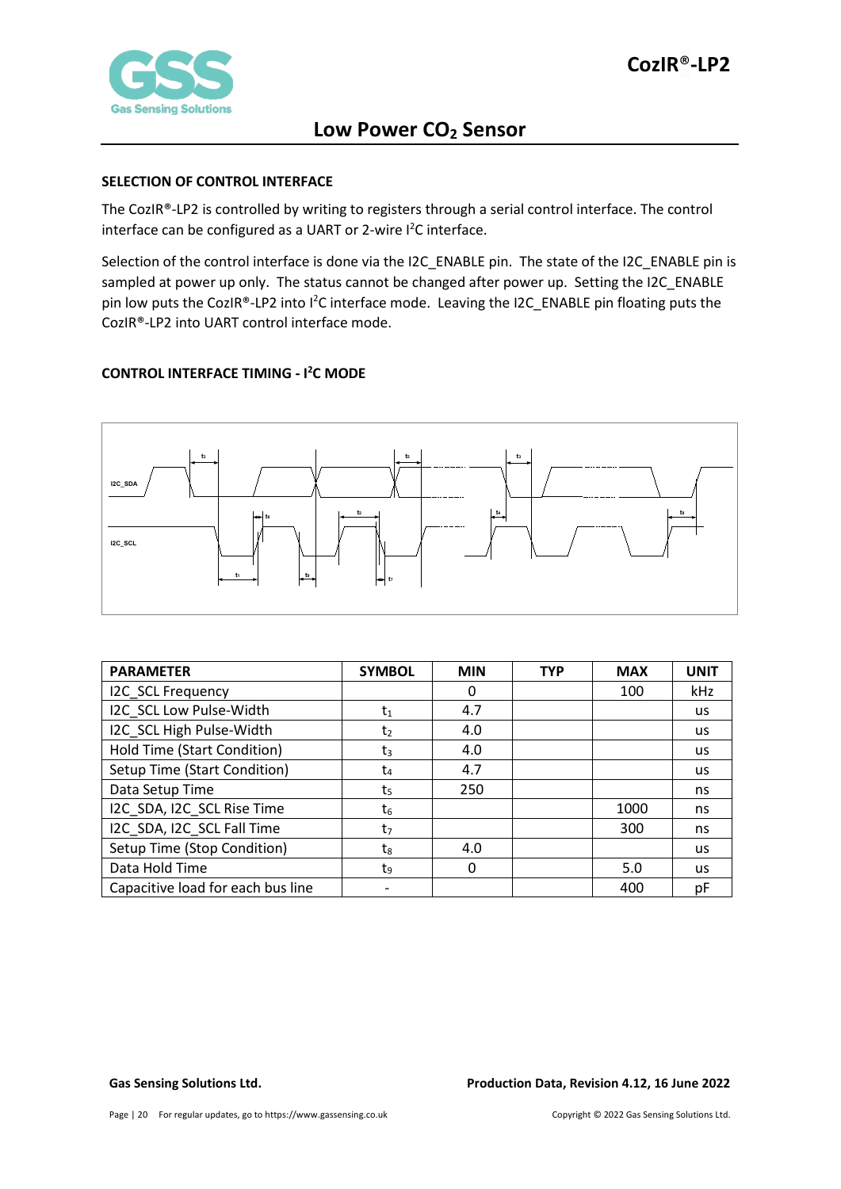## SELECTION OF CONTROL INTERFACE

The CozIR®-LP2 is controlled by writing to registers through a serial control interface. The control interface can be configured as a UART or 2-wire I$^2$C interface.

Selection of the control interface is done via the I2C_ENABLE pin. The state of the I2C_ENABLE pin is sampled at power up only. The status cannot be changed after power up. Setting the I2C_ENABLE pin low puts the CozIR®-LP2 into I$^2$C interface mode. Leaving the I2C_ENABLE pin floating puts the CozIR®-LP2 into UART control interface mode.

## CONTROL INTERFACE TIMING - I$^2$C MODE

| PARAMETER | SYMBOL | MIN | TYP | MAX | UNIT |
|---|---|---|---|---|---|
| I2C_SCL Frequency | | 0 | | 100 | kHz |
| I2C_SCL Low Pulse-Width | $t_1$ | 4.7 | | | us |
| I2C_SCL High Pulse-Width | $t_2$ | 4.0 | | | us |
| Hold Time (Start Condition) | $t_3$ | 4.0 | | | us |
| Setup Time (Start Condition) | $t_4$ | 4.7 | | | us |
| Data Setup Time | $t_5$ | 250 | | | ns |
| I2C_SDA, I2C_SCL Rise Time | $t_6$ | | | 1000 | ns |
| I2C_SDA, I2C_SCL Fall Time | $t_7$ | | | 300 | ns |
| Setup Time (Stop Condition) | $t_8$ | 4.0 | | | us |
| Data Hold Time | $t_9$ | 0 | | 5.0 | us |
| Capacitive load for each bus line | - | | | 400 | pF |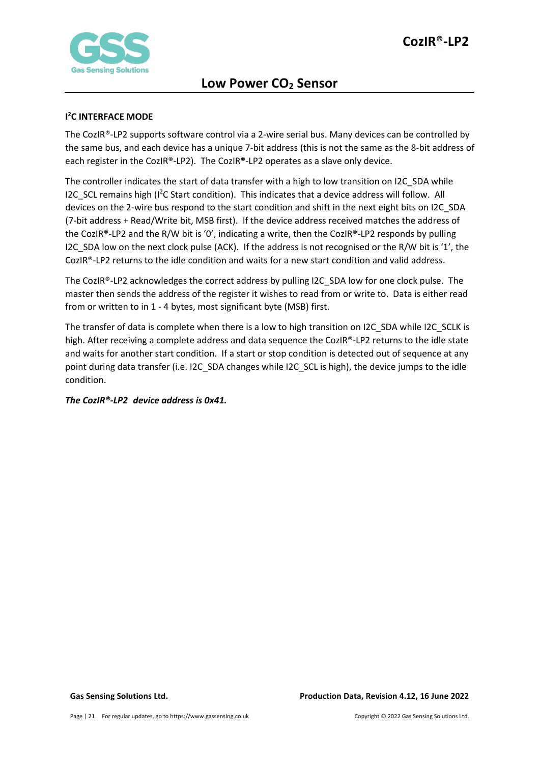## I²C INTERFACE MODE

The CozIR®-LP2 supports software control via a 2-wire serial bus. Many devices can be controlled by the same bus, and each device has a unique 7-bit address (this is not the same as the 8-bit address of each register in the CozIR®-LP2). The CozIR®-LP2 operates as a slave only device.

The controller indicates the start of data transfer with a high to low transition on I2C_SDA while I2C_SCL remains high (I²C Start condition). This indicates that a device address will follow. All devices on the 2-wire bus respond to the start condition and shift in the next eight bits on I2C_SDA (7-bit address + Read/Write bit, MSB first). If the device address received matches the address of the CozIR®-LP2 and the R/W bit is '0', indicating a write, then the CozIR®-LP2 responds by pulling I2C_SDA low on the next clock pulse (ACK). If the address is not recognised or the R/W bit is '1', the CozIR®-LP2 returns to the idle condition and waits for a new start condition and valid address.

The CozIR®-LP2 acknowledges the correct address by pulling I2C_SDA low for one clock pulse. The master then sends the address of the register it wishes to read from or write to. Data is either read from or written to in 1 - 4 bytes, most significant byte (MSB) first.

The transfer of data is complete when there is a low to high transition on I2C_SDA while I2C_SCLK is high. After receiving a complete address and data sequence the CozIR®-LP2 returns to the idle state and waits for another start condition. If a start or stop condition is detected out of sequence at any point during data transfer (i.e. I2C_SDA changes while I2C_SCL is high), the device jumps to the idle condition.

***The CozIR®-LP2 device address is 0x41.***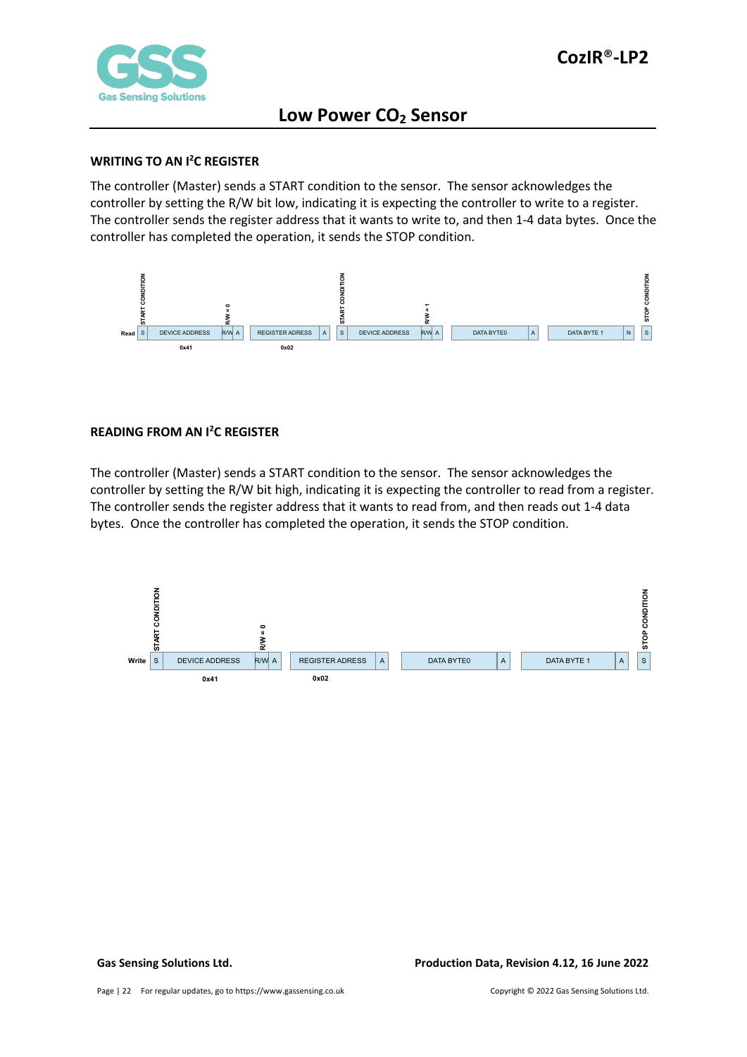#### WRITING TO AN I²C REGISTER

The controller (Master) sends a START condition to the sensor. The sensor acknowledges the controller by setting the R/W bit low, indicating it is expecting the controller to write to a register. The controller sends the register address that it wants to write to, and then 1-4 data bytes. Once the controller has completed the operation, it sends the STOP condition.

| | START CONDITION | | R/W = 0 | | | | START CONDITION | | R/W = 1 | | | | | | STOP CONDITION |
|---|---|---|---|---|---|---|---|---|---|---|---|---|---|---|---|
| Read | S | DEVICE ADDRESS | R/W | A | REGISTER ADRESS | A | S | DEVICE ADDRESS | R/W | A | DATA BYTE0 | A | DATA BYTE 1 | N | S |
| | | 0x41 | | | 0x02 | | | | | | | | | | |

#### READING FROM AN I²C REGISTER

The controller (Master) sends a START condition to the sensor. The sensor acknowledges the controller by setting the R/W bit high, indicating it is expecting the controller to read from a register. The controller sends the register address that it wants to read from, and then reads out 1-4 data bytes. Once the controller has completed the operation, it sends the STOP condition.

| | START CONDITION | | R/W = 0 | | | | | | | | STOP CONDITION |
|---|---|---|---|---|---|---|---|---|---|---|---|
| Write | S | DEVICE ADDRESS | R/W | A | REGISTER ADRESS | A | DATA BYTE0 | A | DATA BYTE 1 | A | S |
| | | 0x41 | | | 0x02 | | | | | | |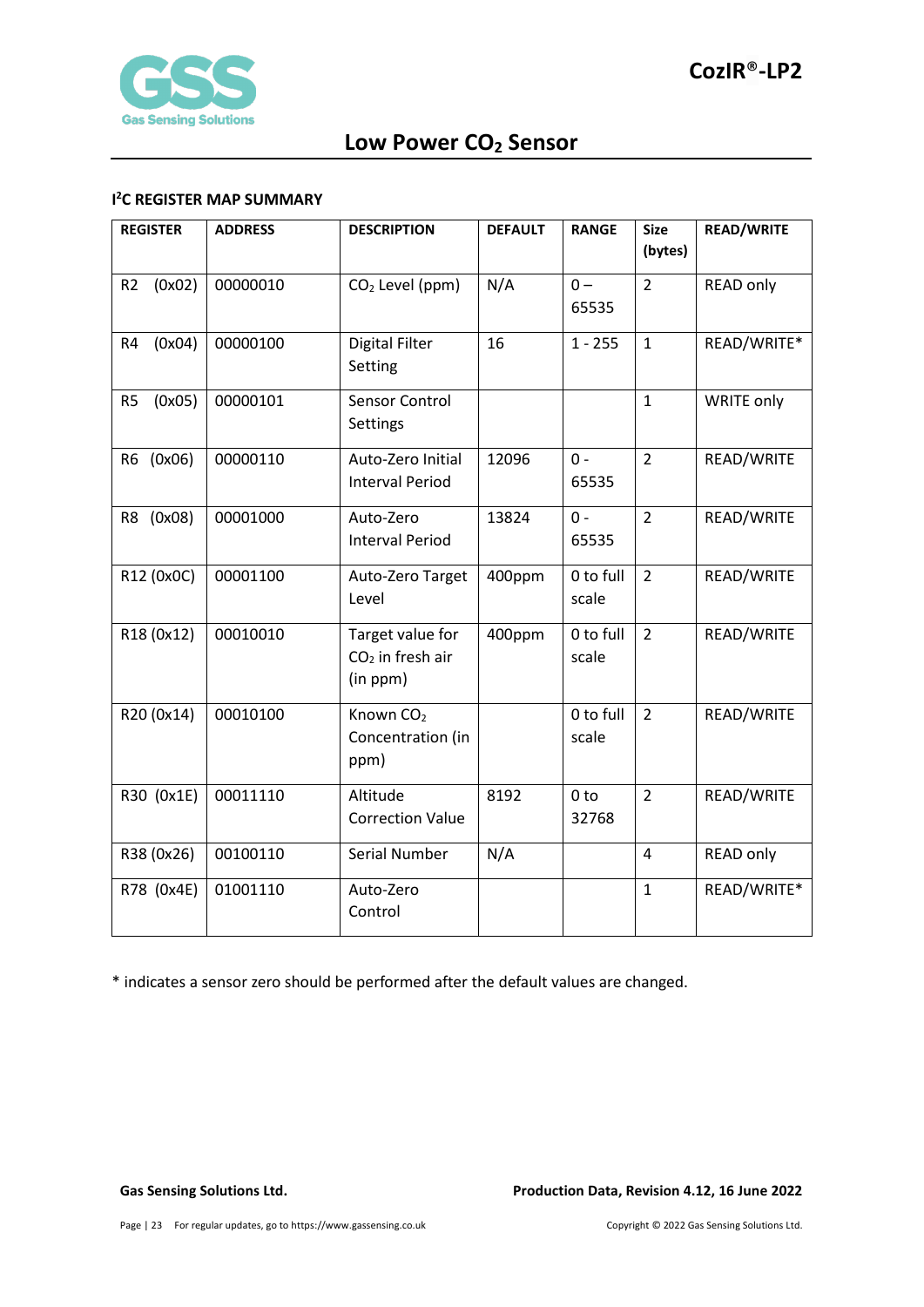## $I^2C$ REGISTER MAP SUMMARY

| REGISTER | ADDRESS | DESCRIPTION | DEFAULT | RANGE | Size (bytes) | READ/WRITE |
|---|---|---|---|---|---|---|
| R2 (0x02) | 00000010 | $CO_2$ Level (ppm) | N/A | 0 – 65535 | 2 | READ only |
| R4 (0x04) | 00000100 | Digital Filter Setting | 16 | 1 - 255 | 1 | READ/WRITE* |
| R5 (0x05) | 00000101 | Sensor Control Settings | | | 1 | WRITE only |
| R6 (0x06) | 00000110 | Auto-Zero Initial Interval Period | 12096 | 0 - 65535 | 2 | READ/WRITE |
| R8 (0x08) | 00001000 | Auto-Zero Interval Period | 13824 | 0 - 65535 | 2 | READ/WRITE |
| R12 (0x0C) | 00001100 | Auto-Zero Target Level | 400ppm | 0 to full scale | 2 | READ/WRITE |
| R18 (0x12) | 00010010 | Target value for $CO_2$ in fresh air (in ppm) | 400ppm | 0 to full scale | 2 | READ/WRITE |
| R20 (0x14) | 00010100 | Known $CO_2$ Concentration (in ppm) | | 0 to full scale | 2 | READ/WRITE |
| R30 (0x1E) | 00011110 | Altitude Correction Value | 8192 | 0 to 32768 | 2 | READ/WRITE |
| R38 (0x26) | 00100110 | Serial Number | N/A | | 4 | READ only |
| R78 (0x4E) | 01001110 | Auto-Zero Control | | | 1 | READ/WRITE* |

* indicates a sensor zero should be performed after the default values are changed.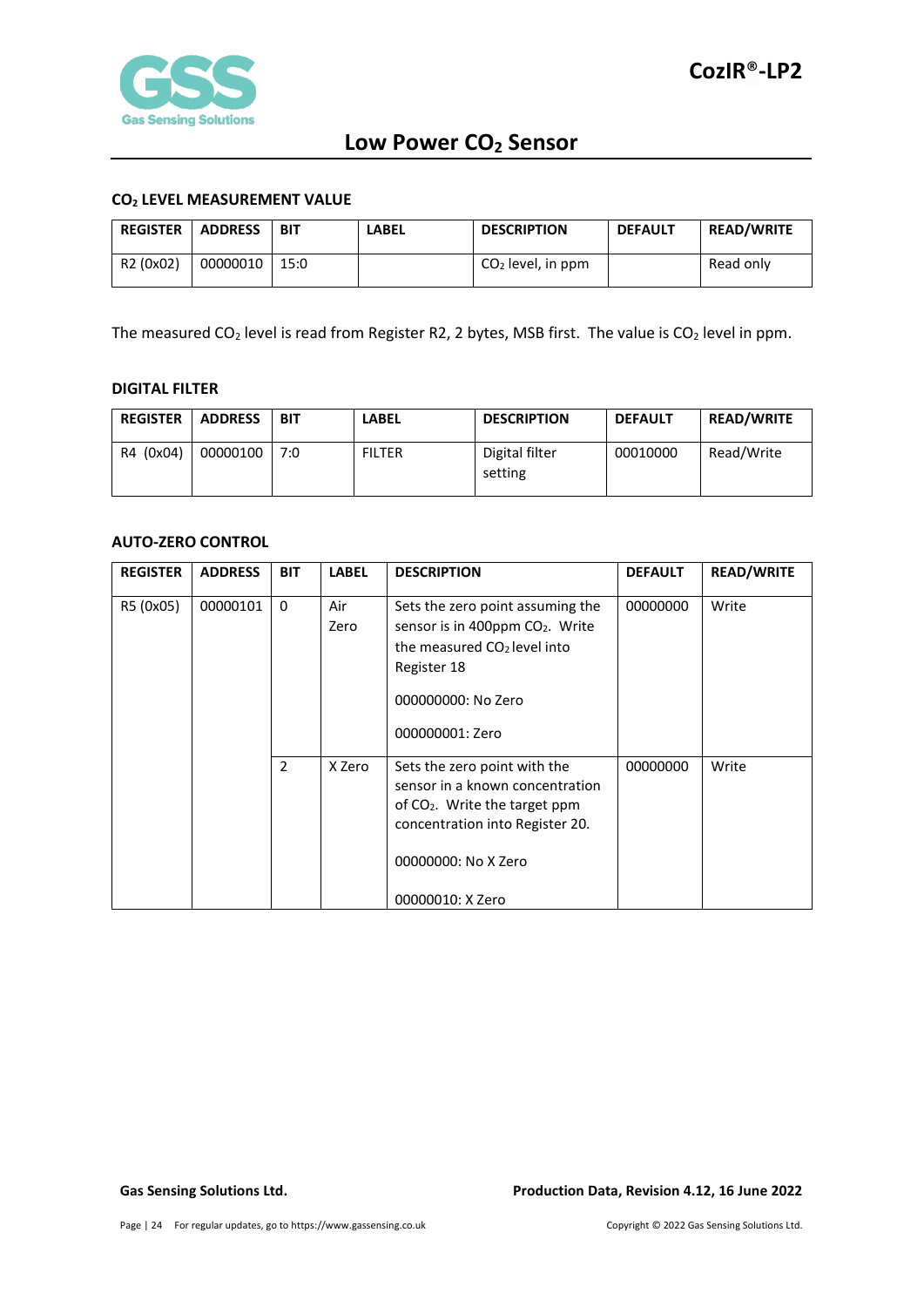### $CO_2$ LEVEL MEASUREMENT VALUE

| REGISTER | ADDRESS | BIT | LABEL | DESCRIPTION | DEFAULT | READ/WRITE |
|---|---|---|---|---|---|---|
| R2 (0x02) | 00000010 | 15:0 | | $CO_2$ level, in ppm | | Read only |

The measured $CO_2$ level is read from Register R2, 2 bytes, MSB first. The value is $CO_2$ level in ppm.

### DIGITAL FILTER

| REGISTER | ADDRESS | BIT | LABEL | DESCRIPTION | DEFAULT | READ/WRITE |
|---|---|---|---|---|---|---|
| R4 (0x04) | 00000100 | 7:0 | FILTER | Digital filter setting | 00010000 | Read/Write |

### AUTO-ZERO CONTROL

| REGISTER | ADDRESS | BIT | LABEL | DESCRIPTION | DEFAULT | READ/WRITE |
|---|---|---|---|---|---|---|
| R5 (0x05) | 00000101 | 0 | Air Zero | Sets the zero point assuming the sensor is in 400ppm $CO_2$. Write the measured $CO_2$ level into Register 18<br><br>000000000: No Zero<br><br>000000001: Zero | 00000000 | Write |
| | | 2 | X Zero | Sets the zero point with the sensor in a known concentration of $CO_2$. Write the target ppm concentration into Register 20.<br><br>00000000: No X Zero<br><br>00000010: X Zero | 00000000 | Write |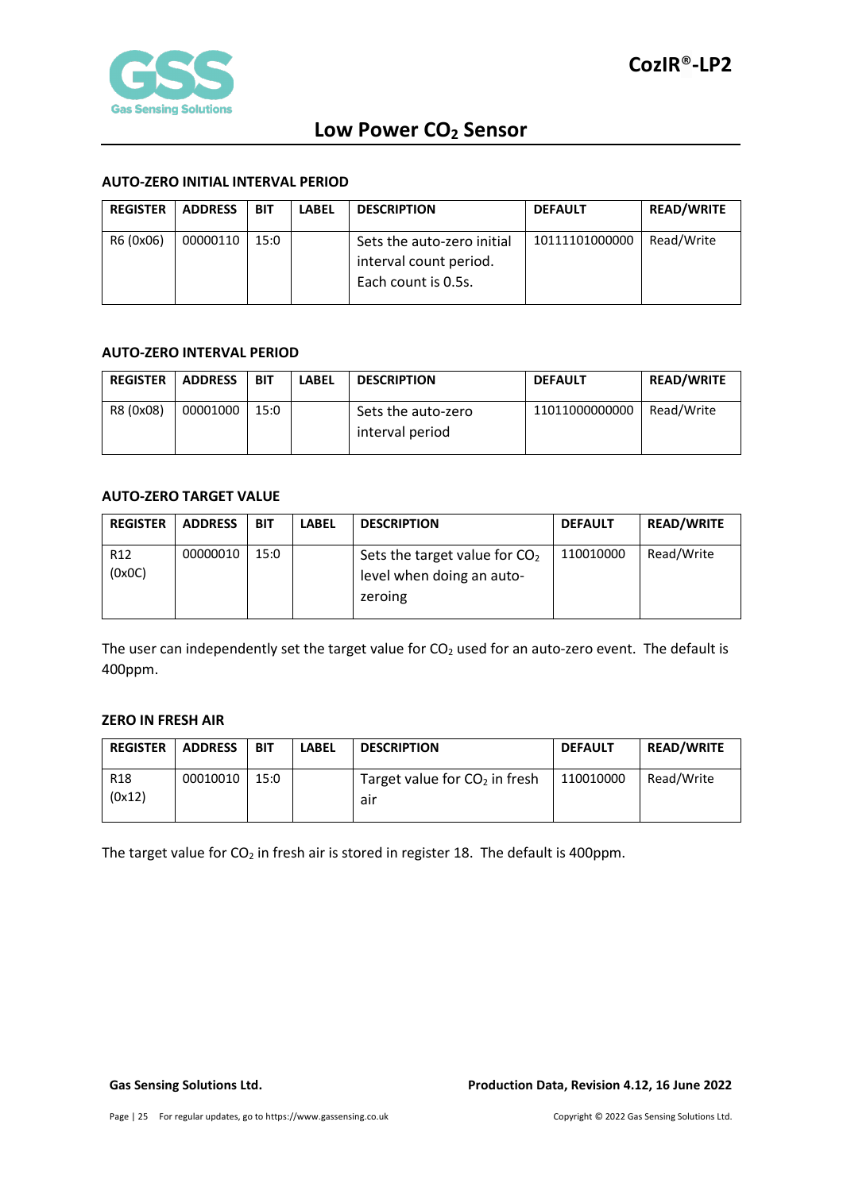### AUTO-ZERO INITIAL INTERVAL PERIOD

| REGISTER | ADDRESS | BIT | LABEL | DESCRIPTION | DEFAULT | READ/WRITE |
|---|---|---|---|---|---|---|
| R6 (0x06) | 00000110 | 15:0 | | Sets the auto-zero initial interval count period. Each count is 0.5s. | 10111101000000 | Read/Write |

### AUTO-ZERO INTERVAL PERIOD

| REGISTER | ADDRESS | BIT | LABEL | DESCRIPTION | DEFAULT | READ/WRITE |
|---|---|---|---|---|---|---|
| R8 (0x08) | 00001000 | 15:0 | | Sets the auto-zero interval period | 11011000000000 | Read/Write |

### AUTO-ZERO TARGET VALUE

| REGISTER | ADDRESS | BIT | LABEL | DESCRIPTION | DEFAULT | READ/WRITE |
|---|---|---|---|---|---|---|
| R12 (0x0C) | 00000010 | 15:0 | | Sets the target value for $CO_2$ level when doing an auto-zeroing | 110010000 | Read/Write |

The user can independently set the target value for $CO_2$ used for an auto-zero event. The default is 400ppm.

### ZERO IN FRESH AIR

| REGISTER | ADDRESS | BIT | LABEL | DESCRIPTION | DEFAULT | READ/WRITE |
|---|---|---|---|---|---|---|
| R18 (0x12) | 00010010 | 15:0 | | Target value for $CO_2$ in fresh air | 110010000 | Read/Write |

The target value for $CO_2$ in fresh air is stored in register 18. The default is 400ppm.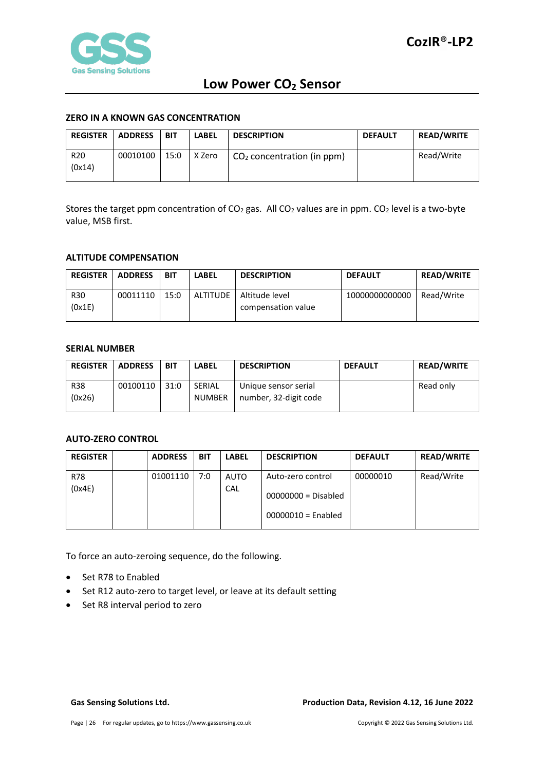#### ZERO IN A KNOWN GAS CONCENTRATION

| REGISTER | ADDRESS | BIT | LABEL | DESCRIPTION | DEFAULT | READ/WRITE |
|---|---|---|---|---|---|---|
| R20 (0x14) | 00010100 | 15:0 | X Zero | $CO_2$ concentration (in ppm) | | Read/Write |

Stores the target ppm concentration of $CO_2$ gas. All $CO_2$ values are in ppm. $CO_2$ level is a two-byte value, MSB first.

#### ALTITUDE COMPENSATION

| REGISTER | ADDRESS | BIT | LABEL | DESCRIPTION | DEFAULT | READ/WRITE |
|---|---|---|---|---|---|---|
| R30 (0x1E) | 00011110 | 15:0 | ALTITUDE | Altitude level compensation value | 10000000000000 | Read/Write |

#### SERIAL NUMBER

| REGISTER | ADDRESS | BIT | LABEL | DESCRIPTION | DEFAULT | READ/WRITE |
|---|---|---|---|---|---|---|
| R38 (0x26) | 00100110 | 31:0 | SERIAL NUMBER | Unique sensor serial number, 32-digit code | | Read only |

#### AUTO-ZERO CONTROL

| REGISTER | | ADDRESS | BIT | LABEL | DESCRIPTION | DEFAULT | READ/WRITE |
|---|---|---|---|---|---|---|---|
| R78 (0x4E) | | 01001110 | 7:0 | AUTO CAL | Auto-zero control<br>00000000 = Disabled<br>00000010 = Enabled | 00000010 | Read/Write |

To force an auto-zeroing sequence, do the following.

- Set R78 to Enabled
- Set R12 auto-zero to target level, or leave at its default setting
- Set R8 interval period to zero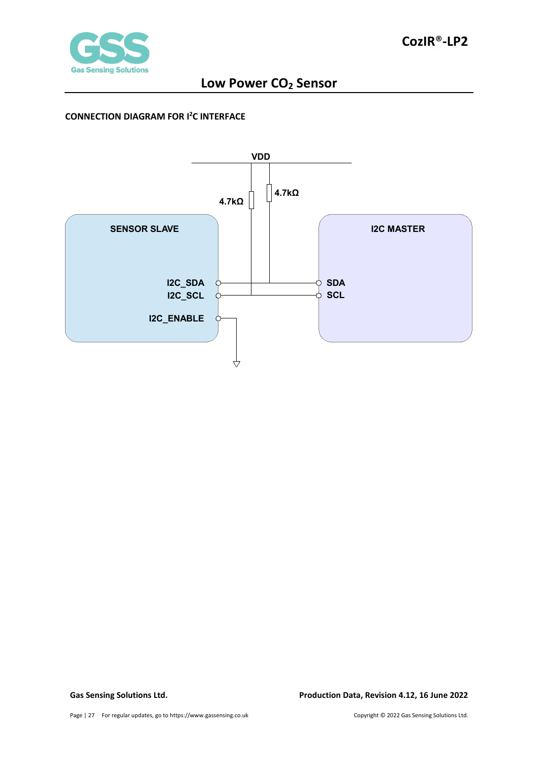## CONNECTION DIAGRAM FOR I$^2$C INTERFACE

VDD

4.7kΩ

4.7kΩ

SENSOR SLAVE

I2C_SDA

I2C_SCL

I2C_ENABLE

I2C MASTER

SDA

SCL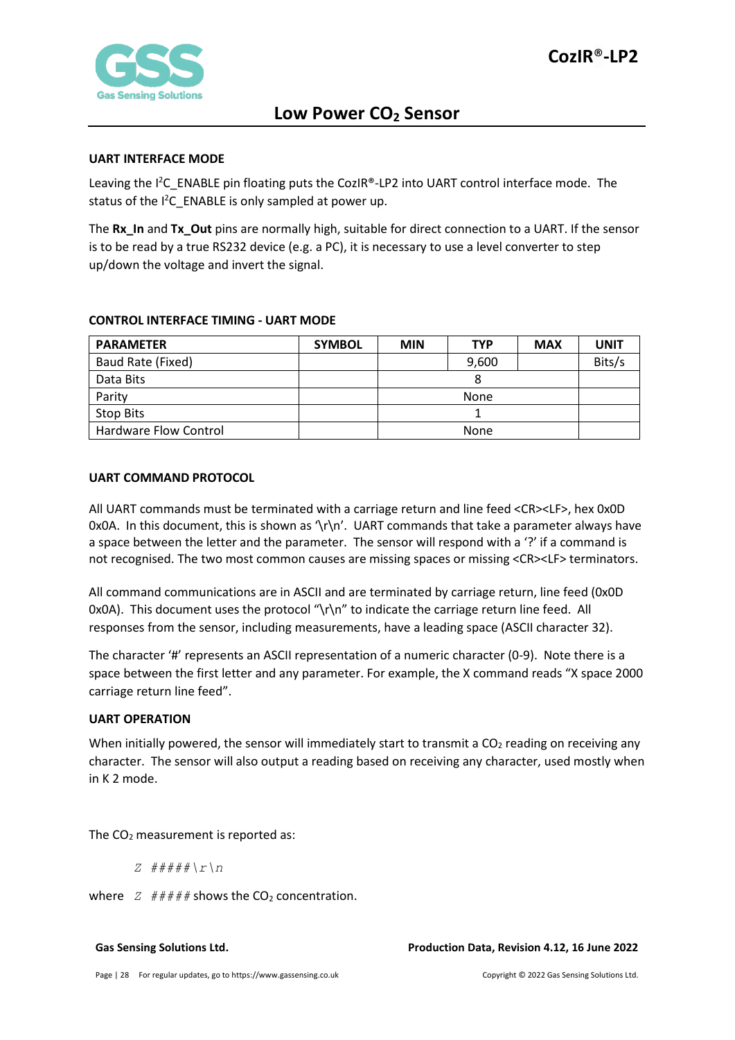## UART INTERFACE MODE

Leaving the I2C_ENABLE pin floating puts the CozIR®-LP2 into UART control interface mode. The status of the I2C_ENABLE is only sampled at power up.

The **Rx_In** and **Tx_Out** pins are normally high, suitable for direct connection to a UART. If the sensor is to be read by a true RS232 device (e.g. a PC), it is necessary to use a level converter to step up/down the voltage and invert the signal.

## CONTROL INTERFACE TIMING - UART MODE

| PARAMETER | SYMBOL | MIN | TYP | MAX | UNIT |
|---|---|---|---|---|---|
| Baud Rate (Fixed) | | | 9,600 | | Bits/s |
| Data Bits | | | 8 | | |
| Parity | | | None | | |
| Stop Bits | | | 1 | | |
| Hardware Flow Control | | | None | | |

## UART COMMAND PROTOCOL

All UART commands must be terminated with a carriage return and line feed <CR><LF>, hex 0x0D 0x0A. In this document, this is shown as '\r\n'. UART commands that take a parameter always have a space between the letter and the parameter. The sensor will respond with a '?' if a command is not recognised. The two most common causes are missing spaces or missing <CR><LF> terminators.

All command communications are in ASCII and are terminated by carriage return, line feed (0x0D 0x0A). This document uses the protocol "\r\n" to indicate the carriage return line feed. All responses from the sensor, including measurements, have a leading space (ASCII character 32).

The character '#' represents an ASCII representation of a numeric character (0-9). Note there is a space between the first letter and any parameter. For example, the X command reads "X space 2000 carriage return line feed".

## UART OPERATION

When initially powered, the sensor will immediately start to transmit a $CO_2$ reading on receiving any character. The sensor will also output a reading based on receiving any character, used mostly when in K 2 mode.

The $CO_2$ measurement is reported as:

*Z #####\r\n*

where *Z #####* shows the $CO_2$ concentration.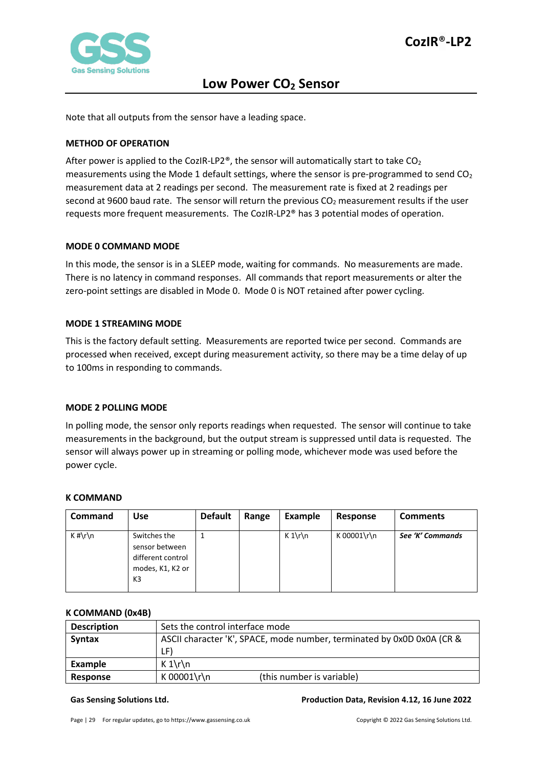Note that all outputs from the sensor have a leading space.

**METHOD OF OPERATION**

After power is applied to the CozIR-LP2®, the sensor will automatically start to take $CO_2$ measurements using the Mode 1 default settings, where the sensor is pre-programmed to send $CO_2$ measurement data at 2 readings per second. The measurement rate is fixed at 2 readings per second at 9600 baud rate. The sensor will return the previous $CO_2$ measurement results if the user requests more frequent measurements. The CozIR-LP2® has 3 potential modes of operation.

**MODE 0 COMMAND MODE**

In this mode, the sensor is in a SLEEP mode, waiting for commands. No measurements are made. There is no latency in command responses. All commands that report measurements or alter the zero-point settings are disabled in Mode 0. Mode 0 is NOT retained after power cycling.

**MODE 1 STREAMING MODE**

This is the factory default setting. Measurements are reported twice per second. Commands are processed when received, except during measurement activity, so there may be a time delay of up to 100ms in responding to commands.

**MODE 2 POLLING MODE**

In polling mode, the sensor only reports readings when requested. The sensor will continue to take measurements in the background, but the output stream is suppressed until data is requested. The sensor will always power up in streaming or polling mode, whichever mode was used before the power cycle.

**K COMMAND**

| Command | Use | Default | Range | Example | Response | Comments |
|---|---|---|---|---|---|---|
| K #\r\n | Switches the sensor between different control modes, K1, K2 or K3 | 1 | | K 1\r\n | K 00001\r\n | ***See 'K' Commands*** |

**K COMMAND (0x4B)**

| | |
|---|---|
| **Description** | Sets the control interface mode |
| **Syntax** | ASCII character 'K', SPACE, mode number, terminated by 0x0D 0x0A (CR & LF) |
| **Example** | K 1\r\n |
| **Response** | K 00001\r\n (this number is variable) |

Gas Sensing Solutions Ltd. Production Data, Revision 4.12, 16 June 2022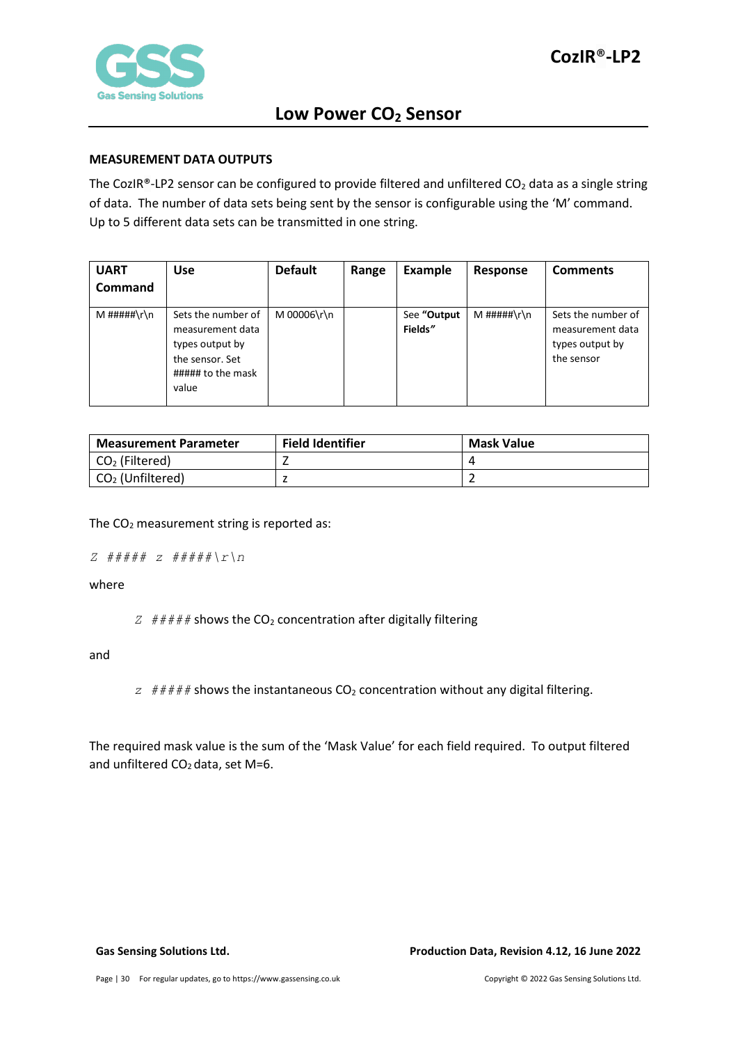## MEASUREMENT DATA OUTPUTS

The CozIR®-LP2 sensor can be configured to provide filtered and unfiltered $CO_2$ data as a single string of data. The number of data sets being sent by the sensor is configurable using the 'M' command. Up to 5 different data sets can be transmitted in one string.

| UART Command | Use | Default | Range | Example | Response | Comments |
|---|---|---|---|---|---|---|
| M #####\r\n | Sets the number of measurement data types output by the sensor. Set ##### to the mask value | M 00006\r\n | | See **"Output Fields"** | M #####\r\n | Sets the number of measurement data types output by the sensor |

| Measurement Parameter | Field Identifier | Mask Value |
|---|---|---|
| $CO_2$ (Filtered) | Z | 4 |
| $CO_2$ (Unfiltered) | z | 2 |

The $CO_2$ measurement string is reported as:

*Z ##### z #####\r\n*

where

*Z #####* shows the $CO_2$ concentration after digitally filtering

and

*z #####* shows the instantaneous $CO_2$ concentration without any digital filtering.

The required mask value is the sum of the 'Mask Value' for each field required. To output filtered and unfiltered $CO_2$ data, set M=6.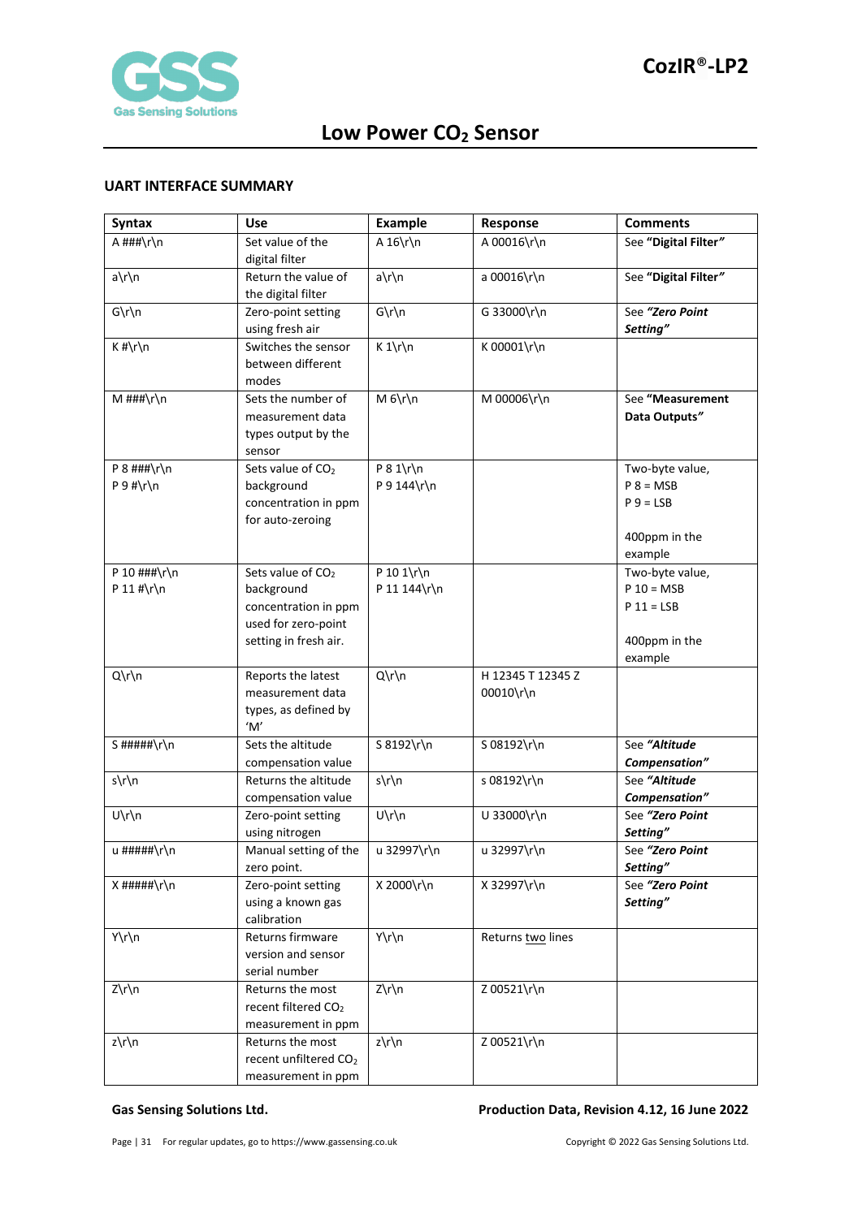## UART INTERFACE SUMMARY

| Syntax | Use | Example | Response | Comments |
|---|---|---|---|---|
| A ###\r\n | Set value of the digital filter | A 16\r\n | A 00016\r\n | See **"Digital Filter"** |
| a\r\n | Return the value of the digital filter | a\r\n | a 00016\r\n | See **"Digital Filter"** |
| G\r\n | Zero-point setting using fresh air | G\r\n | G 33000\r\n | See ***"Zero Point Setting"*** |
| K #\r\n | Switches the sensor between different modes | K 1\r\n | K 00001\r\n | |
| M ###\r\n | Sets the number of measurement data types output by the sensor | M 6\r\n | M 00006\r\n | See **"Measurement Data Outputs"** |
| P 8 ###\r\n<br>P 9 #\r\n | Sets value of $CO_2$ background concentration in ppm for auto-zeroing | P 8 1\r\n<br>P 9 144\r\n | | Two-byte value,<br>P 8 = MSB<br>P 9 = LSB<br><br>400ppm in the example |
| P 10 ###\r\n<br>P 11 #\r\n | Sets value of $CO_2$ background concentration in ppm used for zero-point setting in fresh air. | P 10 1\r\n<br>P 11 144\r\n | | Two-byte value,<br>P 10 = MSB<br>P 11 = LSB<br><br>400ppm in the example |
| Q\r\n | Reports the latest measurement data types, as defined by 'M' | Q\r\n | H 12345 T 12345 Z 00010\r\n | |
| S #####\r\n | Sets the altitude compensation value | S 8192\r\n | S 08192\r\n | See ***"Altitude Compensation"*** |
| s\r\n | Returns the altitude compensation value | s\r\n | s 08192\r\n | See ***"Altitude Compensation"*** |
| U\r\n | Zero-point setting using nitrogen | U\r\n | U 33000\r\n | See ***"Zero Point Setting"*** |
| u #####\r\n | Manual setting of the zero point. | u 32997\r\n | u 32997\r\n | See ***"Zero Point Setting"*** |
| X #####\r\n | Zero-point setting using a known gas calibration | X 2000\r\n | X 32997\r\n | See ***"Zero Point Setting"*** |
| Y\r\n | Returns firmware version and sensor serial number | Y\r\n | Returns two lines | |
| Z\r\n | Returns the most recent filtered $CO_2$ measurement in ppm | Z\r\n | Z 00521\r\n | |
| z\r\n | Returns the most recent unfiltered $CO_2$ measurement in ppm | z\r\n | Z 00521\r\n | |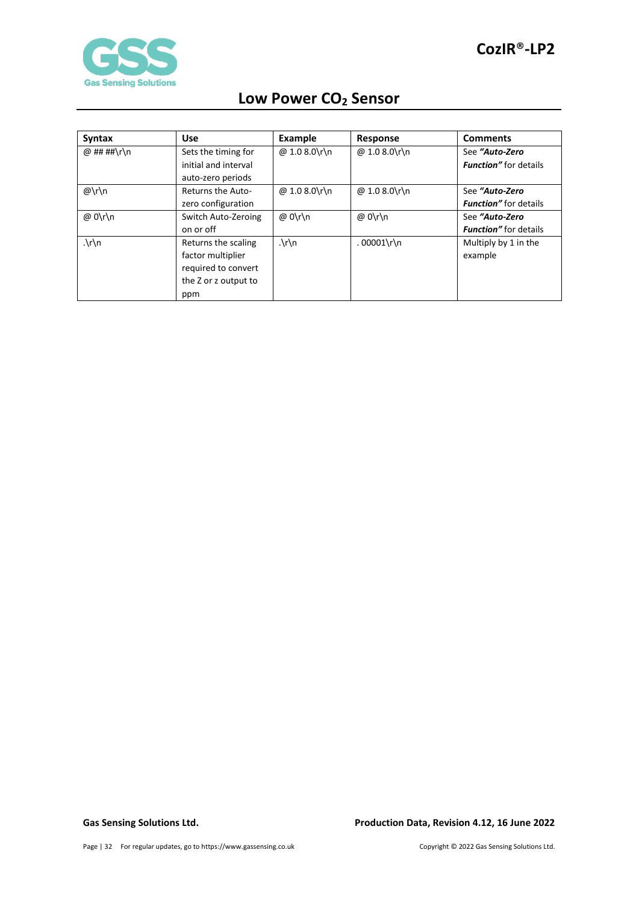| Syntax | Use | Example | Response | Comments |
|---|---|---|---|---|
| @ ## ##\r\n | Sets the timing for initial and interval auto-zero periods | @ 1.0 8.0\r\n | @ 1.0 8.0\r\n | See ***"Auto-Zero Function"*** for details |
| @\r\n | Returns the Auto-zero configuration | @ 1.0 8.0\r\n | @ 1.0 8.0\r\n | See ***"Auto-Zero Function"*** for details |
| @ 0\r\n | Switch Auto-Zeroing on or off | @ 0\r\n | @ 0\r\n | See ***"Auto-Zero Function"*** for details |
| .\r\n | Returns the scaling factor multiplier required to convert the Z or z output to ppm | .\r\n | . 00001\r\n | Multiply by 1 in the example |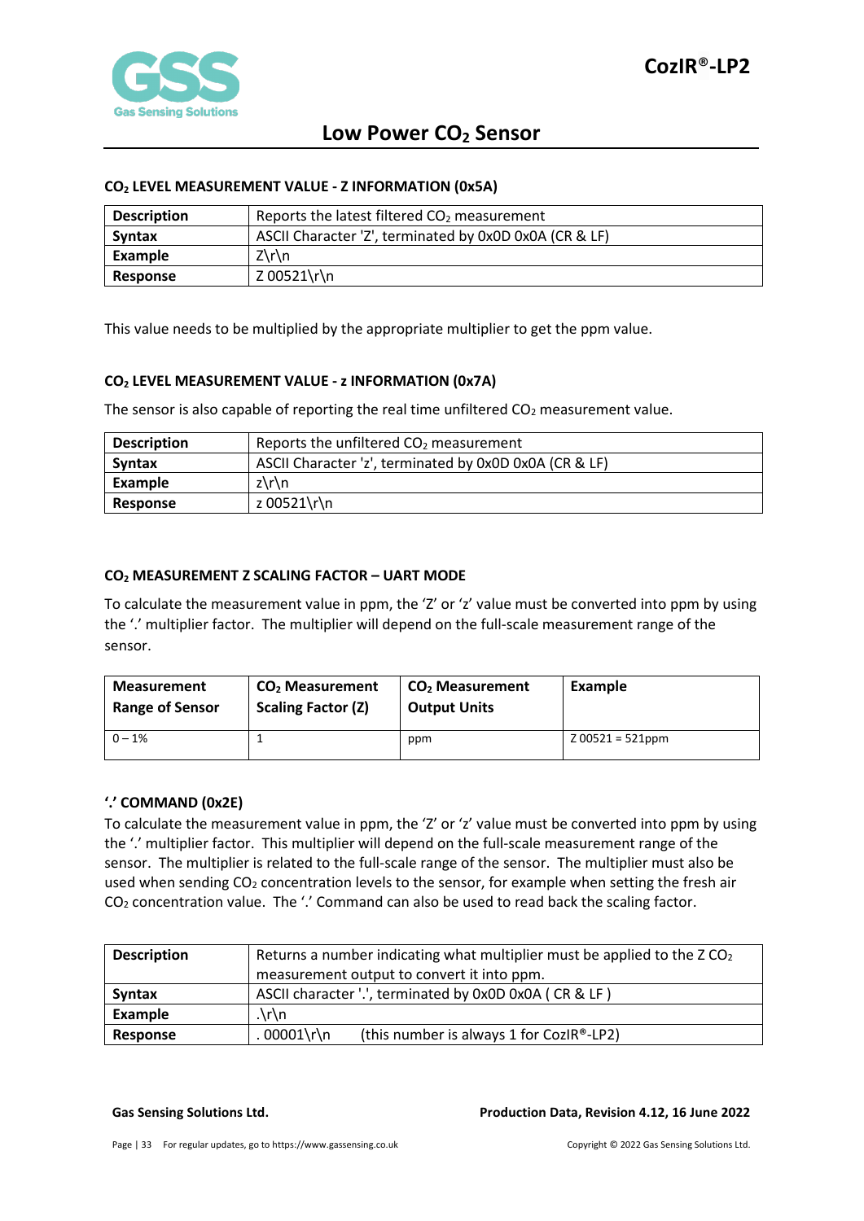### $CO_2$ LEVEL MEASUREMENT VALUE - Z INFORMATION (0x5A)

| Description | Reports the latest filtered $CO_2$ measurement |
|---|---|
| **Syntax** | ASCII Character 'Z', terminated by 0x0D 0x0A (CR & LF) |
| **Example** | Z\r\n |
| **Response** | Z 00521\r\n |

This value needs to be multiplied by the appropriate multiplier to get the ppm value.

### $CO_2$ LEVEL MEASUREMENT VALUE - z INFORMATION (0x7A)

The sensor is also capable of reporting the real time unfiltered $CO_2$ measurement value.

| Description | Reports the unfiltered $CO_2$ measurement |
|---|---|
| **Syntax** | ASCII Character 'z', terminated by 0x0D 0x0A (CR & LF) |
| **Example** | z\r\n |
| **Response** | z 00521\r\n |

### $CO_2$ MEASUREMENT Z SCALING FACTOR – UART MODE

To calculate the measurement value in ppm, the 'Z' or 'z' value must be converted into ppm by using the '.' multiplier factor. The multiplier will depend on the full-scale measurement range of the sensor.

| Measurement Range of Sensor | $CO_2$ Measurement Scaling Factor (Z) | $CO_2$ Measurement Output Units | Example |
|---|---|---|---|
| 0 – 1% | 1 | ppm | Z 00521 = 521ppm |

### '.' COMMAND (0x2E)

To calculate the measurement value in ppm, the 'Z' or 'z' value must be converted into ppm by using the '.' multiplier factor. This multiplier will depend on the full-scale measurement range of the sensor. The multiplier is related to the full-scale range of the sensor. The multiplier must also be used when sending $CO_2$ concentration levels to the sensor, for example when setting the fresh air $CO_2$ concentration value. The '.' Command can also be used to read back the scaling factor.

| Description | Returns a number indicating what multiplier must be applied to the Z $CO_2$ measurement output to convert it into ppm. |
|---|---|
| **Syntax** | ASCII character '.', terminated by 0x0D 0x0A ( CR & LF ) |
| **Example** | .\r\n |
| **Response** | . 00001\r\n (this number is always 1 for CozIR®-LP2) |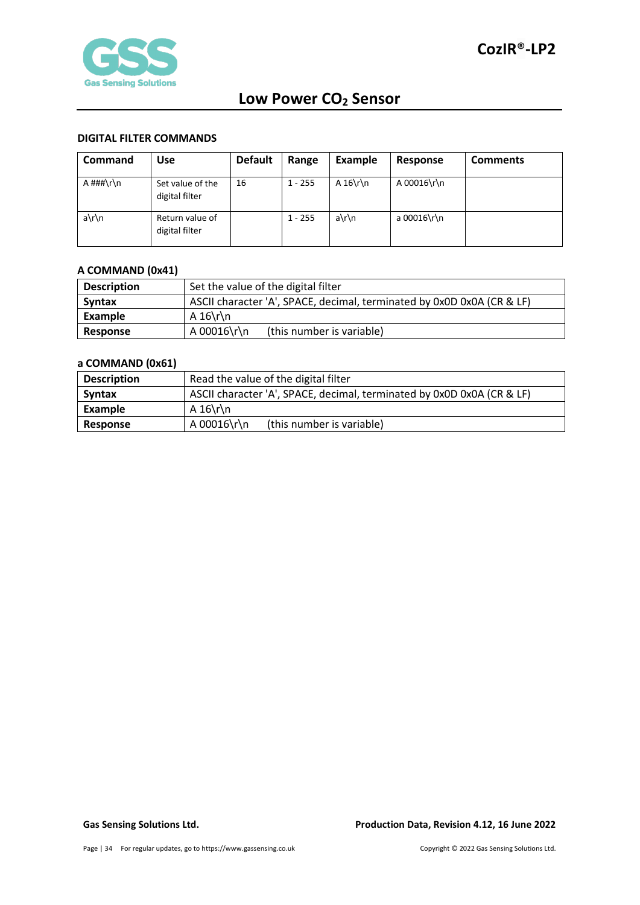### DIGITAL FILTER COMMANDS

| Command | Use | Default | Range | Example | Response | Comments |
|---|---|---|---|---|---|---|
| A ###\r\n | Set value of the digital filter | 16 | 1 - 255 | A 16\r\n | A 00016\r\n | |
| a\r\n | Return value of digital filter | | 1 - 255 | a\r\n | a 00016\r\n | |

### A COMMAND (0x41)

| | |
|---|---|
| **Description** | Set the value of the digital filter |
| **Syntax** | ASCII character 'A', SPACE, decimal, terminated by 0x0D 0x0A (CR & LF) |
| **Example** | A 16\r\n |
| **Response** | A 00016\r\n (this number is variable) |

### a COMMAND (0x61)

| | |
|---|---|
| **Description** | Read the value of the digital filter |
| **Syntax** | ASCII character 'A', SPACE, decimal, terminated by 0x0D 0x0A (CR & LF) |
| **Example** | A 16\r\n |
| **Response** | A 00016\r\n (this number is variable) |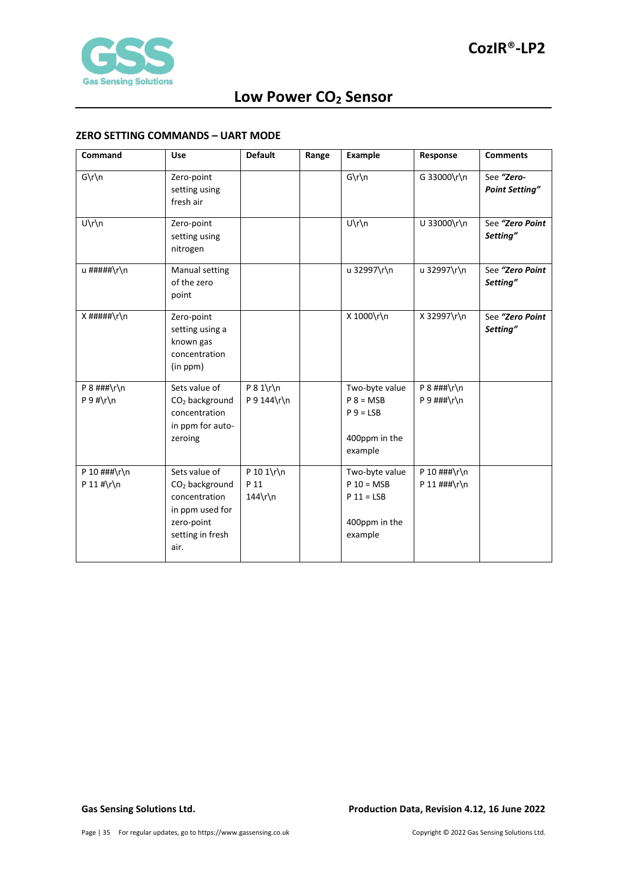### ZERO SETTING COMMANDS – UART MODE

| Command | Use | Default | Range | Example | Response | Comments |
|---|---|---|---|---|---|---|
| G\r\n | Zero-point setting using fresh air | | | G\r\n | G 33000\r\n | See ***"Zero-Point Setting"*** |
| U\r\n | Zero-point setting using nitrogen | | | U\r\n | U 33000\r\n | See ***"Zero Point Setting"*** |
| u #####\r\n | Manual setting of the zero point | | | u 32997\r\n | u 32997\r\n | See ***"Zero Point Setting"*** |
| X #####\r\n | Zero-point setting using a known gas concentration (in ppm) | | | X 1000\r\n | X 32997\r\n | See ***"Zero Point Setting"*** |
| P 8 ###\r\n<br>P 9 #\r\n | Sets value of $CO_2$ background concentration in ppm for auto-zeroing | P 8 1\r\n<br>P 9 144\r\n | | Two-byte value<br>P 8 = MSB<br>P 9 = LSB<br><br>400ppm in the example | P 8 ###\r\n<br>P 9 ###\r\n | |
| P 10 ###\r\n<br>P 11 #\r\n | Sets value of $CO_2$ background concentration in ppm used for zero-point setting in fresh air. | P 10 1\r\n<br>P 11 144\r\n | | Two-byte value<br>P 10 = MSB<br>P 11 = LSB<br><br>400ppm in the example | P 10 ###\r\n<br>P 11 ###\r\n | |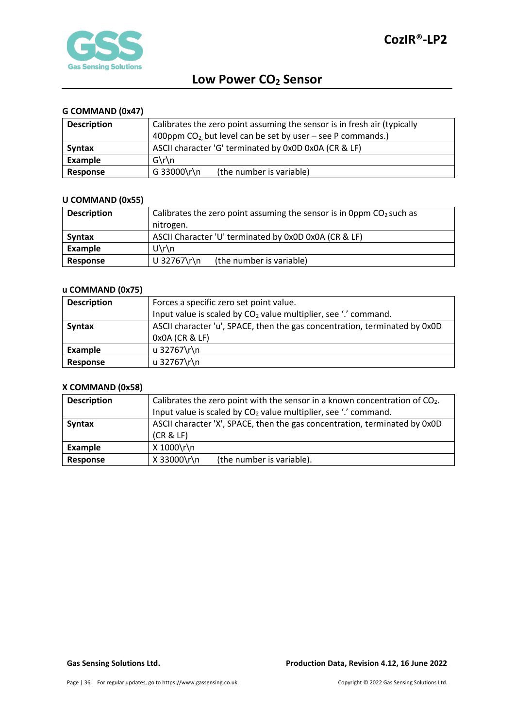### G COMMAND (0x47)

| | |
|---|---|
| **Description** | Calibrates the zero point assuming the sensor is in fresh air (typically 400ppm $CO_2$, but level can be set by user – see P commands.) |
| **Syntax** | ASCII character 'G' terminated by 0x0D 0x0A (CR & LF) |
| **Example** | G\r\n |
| **Response** | G 33000\r\n (the number is variable) |

### U COMMAND (0x55)

| | |
|---|---|
| **Description** | Calibrates the zero point assuming the sensor is in 0ppm $CO_2$ such as nitrogen. |
| **Syntax** | ASCII Character 'U' terminated by 0x0D 0x0A (CR & LF) |
| **Example** | U\r\n |
| **Response** | U 32767\r\n (the number is variable) |

### u COMMAND (0x75)

| | |
|---|---|
| **Description** | Forces a specific zero set point value. Input value is scaled by $CO_2$ value multiplier, see '.' command. |
| **Syntax** | ASCII character 'u', SPACE, then the gas concentration, terminated by 0x0D 0x0A (CR & LF) |
| **Example** | u 32767\r\n |
| **Response** | u 32767\r\n |

### X COMMAND (0x58)

| | |
|---|---|
| **Description** | Calibrates the zero point with the sensor in a known concentration of $CO_2$. Input value is scaled by $CO_2$ value multiplier, see '.' command. |
| **Syntax** | ASCII character 'X', SPACE, then the gas concentration, terminated by 0x0D (CR & LF) |
| **Example** | X 1000\r\n |
| **Response** | X 33000\r\n (the number is variable). |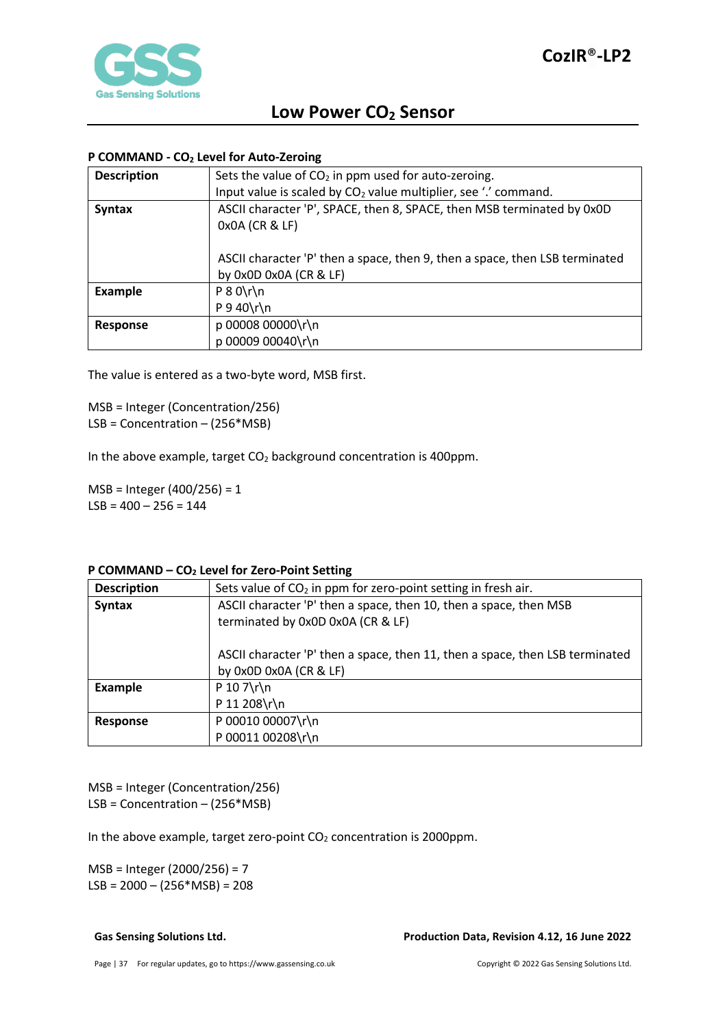## P COMMAND - $CO_2$ Level for Auto-Zeroing

| **Description** | Sets the value of $CO_2$ in ppm used for auto-zeroing.<br>Input value is scaled by $CO_2$ value multiplier, see '.' command. |
|---|---|
| **Syntax** | ASCII character 'P', SPACE, then 8, SPACE, then MSB terminated by 0x0D 0x0A (CR & LF)<br><br>ASCII character 'P' then a space, then 9, then a space, then LSB terminated by 0x0D 0x0A (CR & LF) |
| **Example** | P 8 0\r\n<br>P 9 40\r\n |
| **Response** | p 00008 00000\r\n<br>p 00009 00040\r\n |

The value is entered as a two-byte word, MSB first.

MSB = Integer (Concentration/256)
LSB = Concentration – (256*MSB)

In the above example, target $CO_2$ background concentration is 400ppm.

MSB = Integer (400/256) = 1
LSB = 400 – 256 = 144

## P COMMAND – $CO_2$ Level for Zero-Point Setting

| **Description** | Sets value of $CO_2$ in ppm for zero-point setting in fresh air. |
|---|---|
| **Syntax** | ASCII character 'P' then a space, then 10, then a space, then MSB terminated by 0x0D 0x0A (CR & LF)<br><br>ASCII character 'P' then a space, then 11, then a space, then LSB terminated by 0x0D 0x0A (CR & LF) |
| **Example** | P 10 7\r\n<br>P 11 208\r\n |
| **Response** | P 00010 00007\r\n<br>P 00011 00208\r\n |

MSB = Integer (Concentration/256)
LSB = Concentration – (256*MSB)

In the above example, target zero-point $CO_2$ concentration is 2000ppm.

MSB = Integer (2000/256) = 7
LSB = 2000 – (256*MSB) = 208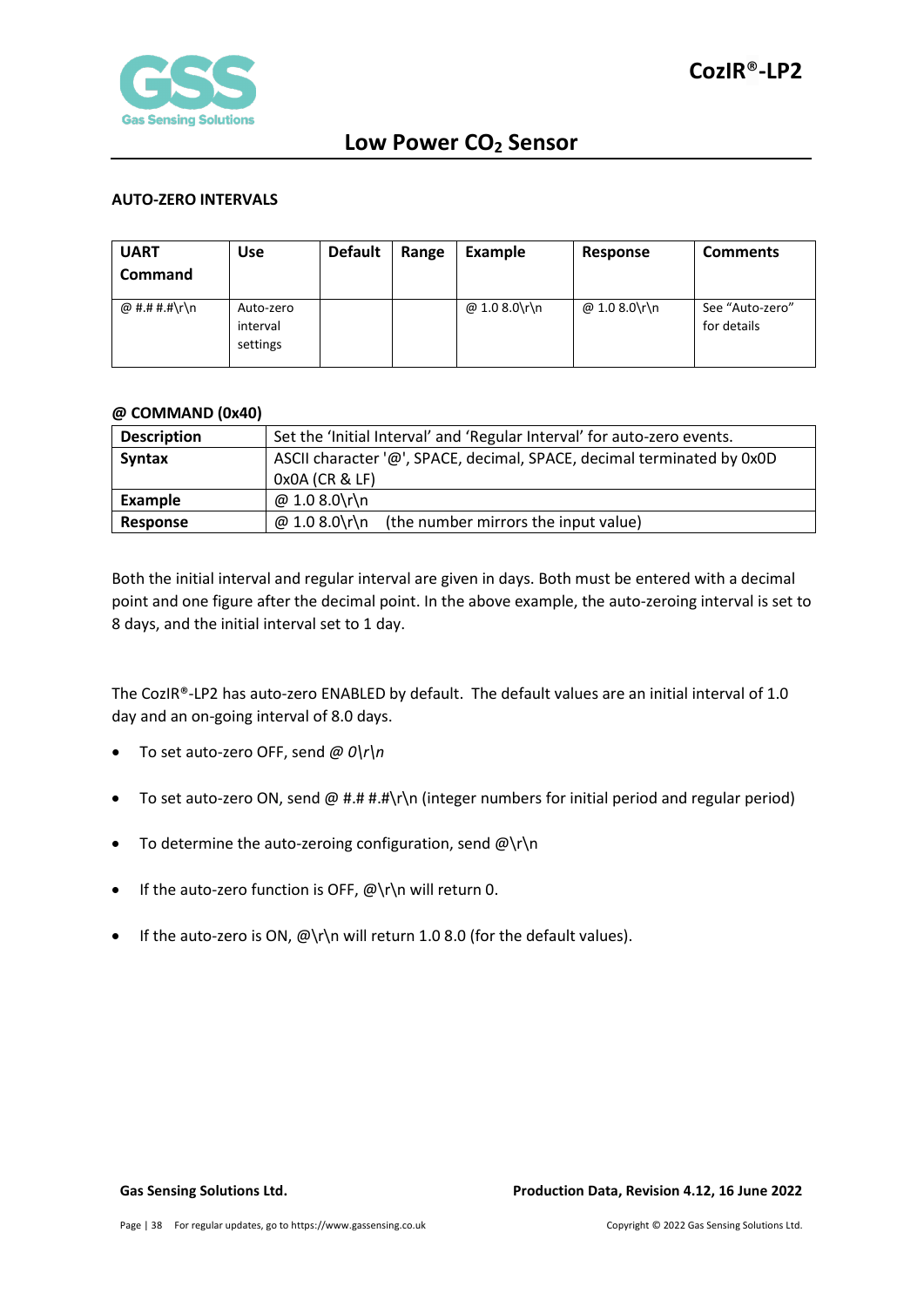### AUTO-ZERO INTERVALS

| UART Command | Use | Default | Range | Example | Response | Comments |
|---|---|---|---|---|---|---|
| @ #.# #.#\r\n | Auto-zero interval settings | | | @ 1.0 8.0\r\n | @ 1.0 8.0\r\n | See "Auto-zero" for details |

### @ COMMAND (0x40)

| Description | Set the 'Initial Interval' and 'Regular Interval' for auto-zero events. |
|---|---|
| **Syntax** | ASCII character '@', SPACE, decimal, SPACE, decimal terminated by 0x0D 0x0A (CR & LF) |
| **Example** | @ 1.0 8.0\r\n |
| **Response** | @ 1.0 8.0\r\n (the number mirrors the input value) |

Both the initial interval and regular interval are given in days. Both must be entered with a decimal point and one figure after the decimal point. In the above example, the auto-zeroing interval is set to 8 days, and the initial interval set to 1 day.

The CozIR®-LP2 has auto-zero ENABLED by default. The default values are an initial interval of 1.0 day and an on-going interval of 8.0 days.

- To set auto-zero OFF, send *@ 0\r\n*
- To set auto-zero ON, send @ #.# #.#\r\n (integer numbers for initial period and regular period)
- To determine the auto-zeroing configuration, send @\r\n
- If the auto-zero function is OFF, @\r\n will return 0.
- If the auto-zero is ON, @\r\n will return 1.0 8.0 (for the default values).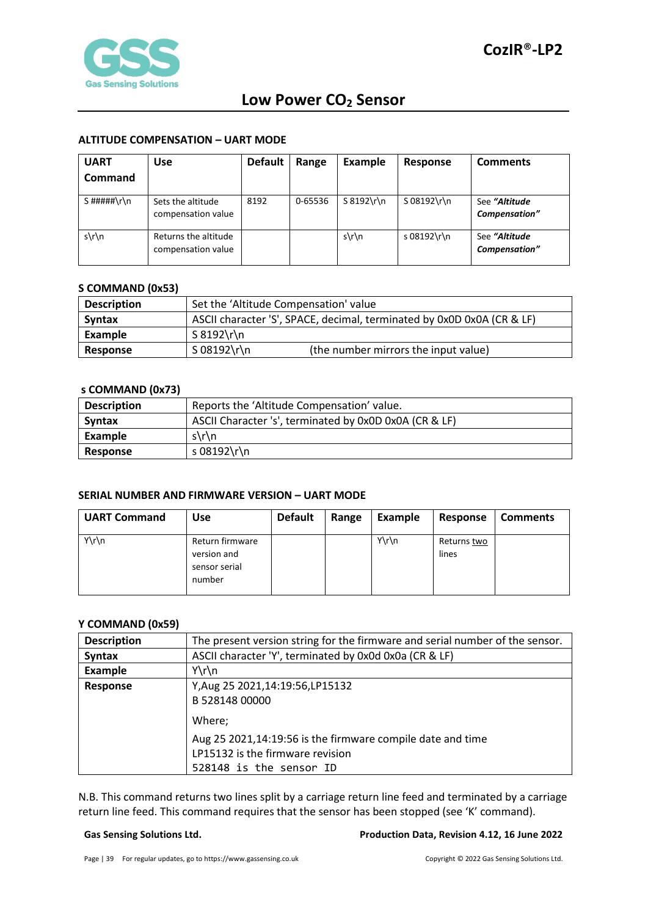## ALTITUDE COMPENSATION – UART MODE

| UART Command | Use | Default | Range | Example | Response | Comments |
|---|---|---|---|---|---|---|
| S #####\r\n | Sets the altitude compensation value | 8192 | 0-65536 | S 8192\r\n | S 08192\r\n | See ***"Altitude Compensation"*** |
| s\r\n | Returns the altitude compensation value | | | s\r\n | s 08192\r\n | See ***"Altitude Compensation"*** |

### S COMMAND (0x53)

| | |
|---|---|
| **Description** | Set the 'Altitude Compensation' value |
| **Syntax** | ASCII character 'S', SPACE, decimal, terminated by 0x0D 0x0A (CR & LF) |
| **Example** | S 8192\r\n |
| **Response** | S 08192\r\n (the number mirrors the input value) |

### s COMMAND (0x73)

| | |
|---|---|
| **Description** | Reports the 'Altitude Compensation' value. |
| **Syntax** | ASCII Character 's', terminated by 0x0D 0x0A (CR & LF) |
| **Example** | s\r\n |
| **Response** | s 08192\r\n |

## SERIAL NUMBER AND FIRMWARE VERSION – UART MODE

| UART Command | Use | Default | Range | Example | Response | Comments |
|---|---|---|---|---|---|---|
| Y\r\n | Return firmware version and sensor serial number | | | Y\r\n | Returns two lines | |

### Y COMMAND (0x59)

| | |
|---|---|
| **Description** | The present version string for the firmware and serial number of the sensor. |
| **Syntax** | ASCII character 'Y', terminated by 0x0d 0x0a (CR & LF) |
| **Example** | Y\r\n |
| **Response** | Y,Aug 25 2021,14:19:56,LP15132<br>B 528148 00000<br>Where;<br>Aug 25 2021,14:19:56 is the firmware compile date and time<br>LP15132 is the firmware revision<br>528148 is the sensor ID |

N.B. This command returns two lines split by a carriage return line feed and terminated by a carriage return line feed. This command requires that the sensor has been stopped (see 'K' command).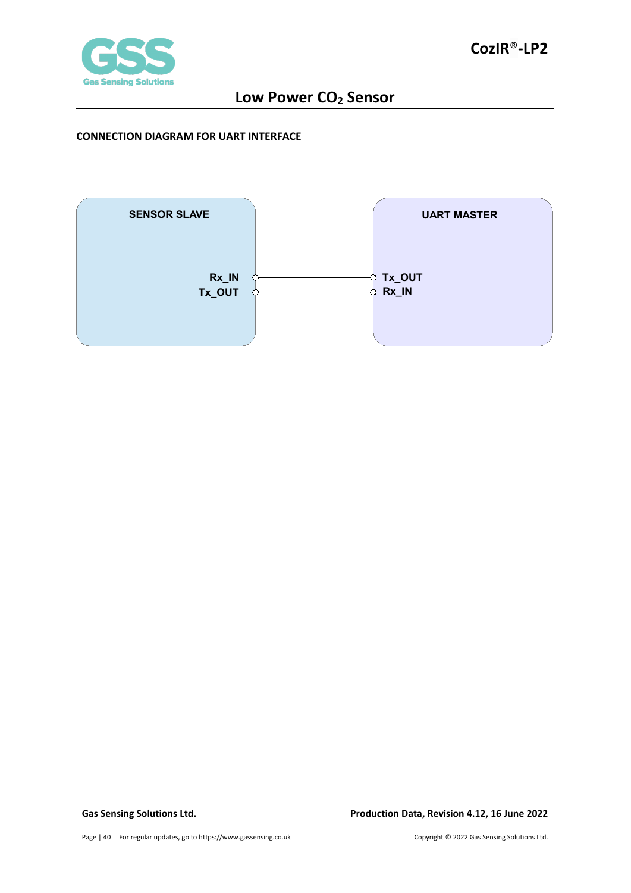## CONNECTION DIAGRAM FOR UART INTERFACE

SENSOR SLAVE

Rx_IN
Tx_OUT

UART MASTER

Tx_OUT
Rx_IN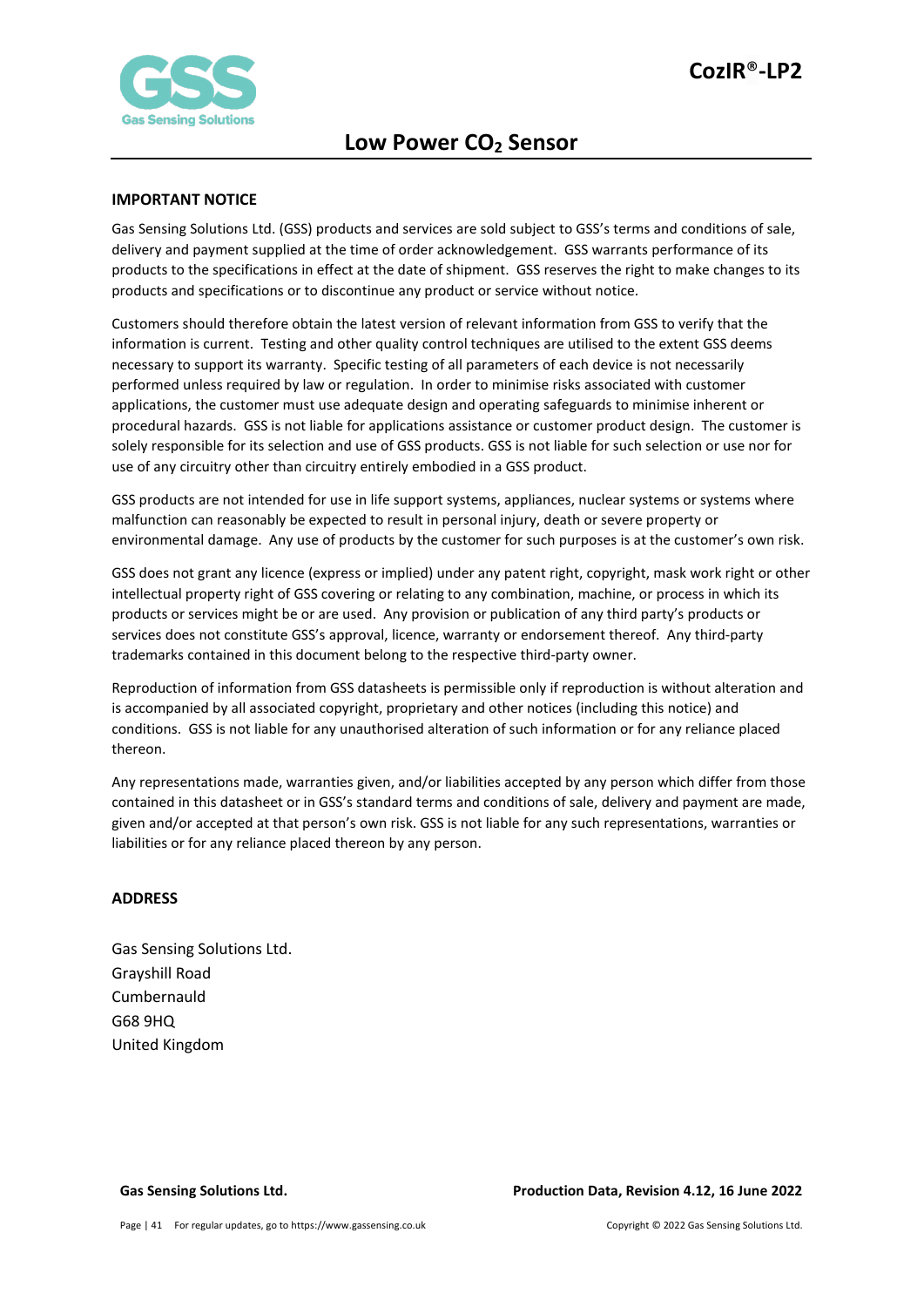## IMPORTANT NOTICE

Gas Sensing Solutions Ltd. (GSS) products and services are sold subject to GSS's terms and conditions of sale, delivery and payment supplied at the time of order acknowledgement. GSS warrants performance of its products to the specifications in effect at the date of shipment. GSS reserves the right to make changes to its products and specifications or to discontinue any product or service without notice.

Customers should therefore obtain the latest version of relevant information from GSS to verify that the information is current. Testing and other quality control techniques are utilised to the extent GSS deems necessary to support its warranty. Specific testing of all parameters of each device is not necessarily performed unless required by law or regulation. In order to minimise risks associated with customer applications, the customer must use adequate design and operating safeguards to minimise inherent or procedural hazards. GSS is not liable for applications assistance or customer product design. The customer is solely responsible for its selection and use of GSS products. GSS is not liable for such selection or use nor for use of any circuitry other than circuitry entirely embodied in a GSS product.

GSS products are not intended for use in life support systems, appliances, nuclear systems or systems where malfunction can reasonably be expected to result in personal injury, death or severe property or environmental damage. Any use of products by the customer for such purposes is at the customer's own risk.

GSS does not grant any licence (express or implied) under any patent right, copyright, mask work right or other intellectual property right of GSS covering or relating to any combination, machine, or process in which its products or services might be or are used. Any provision or publication of any third party's products or services does not constitute GSS's approval, licence, warranty or endorsement thereof. Any third-party trademarks contained in this document belong to the respective third-party owner.

Reproduction of information from GSS datasheets is permissible only if reproduction is without alteration and is accompanied by all associated copyright, proprietary and other notices (including this notice) and conditions. GSS is not liable for any unauthorised alteration of such information or for any reliance placed thereon.

Any representations made, warranties given, and/or liabilities accepted by any person which differ from those contained in this datasheet or in GSS's standard terms and conditions of sale, delivery and payment are made, given and/or accepted at that person's own risk. GSS is not liable for any such representations, warranties or liabilities or for any reliance placed thereon by any person.

## ADDRESS

Gas Sensing Solutions Ltd.
Grayshill Road
Cumbernauld
G68 9HQ
United Kingdom